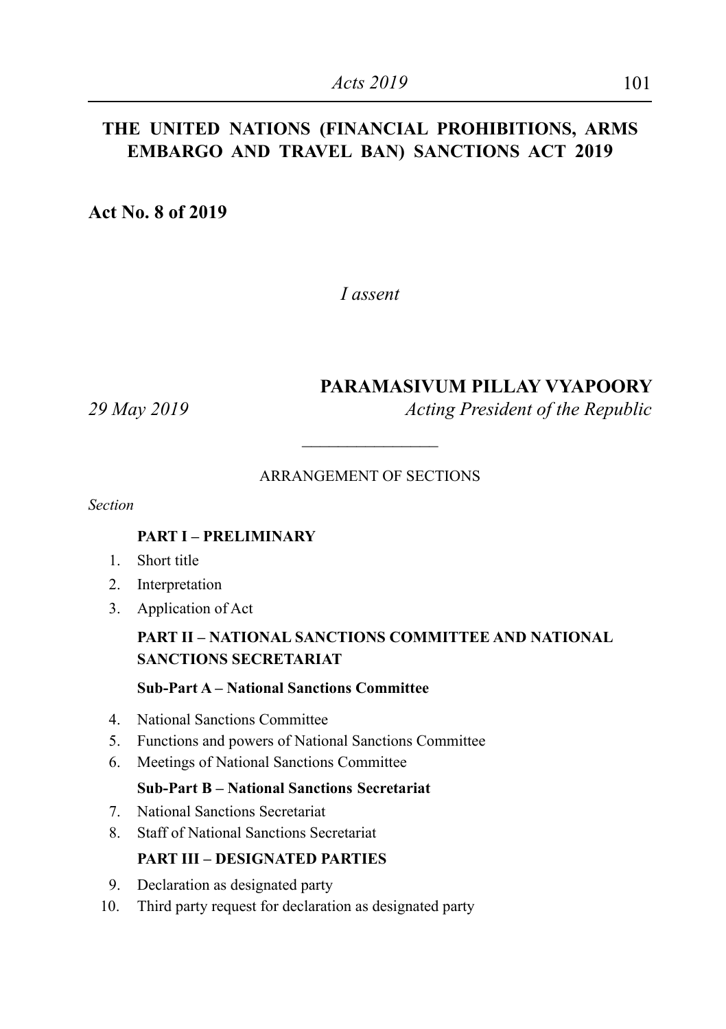# THE UNITED NATIONS (FINANCIAL PROHIBITIONS, ARMS EMBARGO AND TRAVEL BAN) SANCTIONS ACT 2019

**Act No. 8 of 2019**

*I assent*

**PARAMASIVUM PILLAY VYAPOORY**

*29 May 2019* *Acting President of the Republic*

---

ARRANGEMENT OF SECTIONS

*Section*

**PART I – PRELIMINARY**

1. Short title
2. Interpretation
3. Application of Act

**PART II – NATIONAL SANCTIONS COMMITTEE AND NATIONAL SANCTIONS SECRETARIAT**

**Sub-Part A – National Sanctions Committee**

4. National Sanctions Committee
5. Functions and powers of National Sanctions Committee
6. Meetings of National Sanctions Committee

**Sub-Part B – National Sanctions Secretariat**

7. National Sanctions Secretariat
8. Staff of National Sanctions Secretariat

**PART III – DESIGNATED PARTIES**

9. Declaration as designated party
10. Third party request for declaration as designated party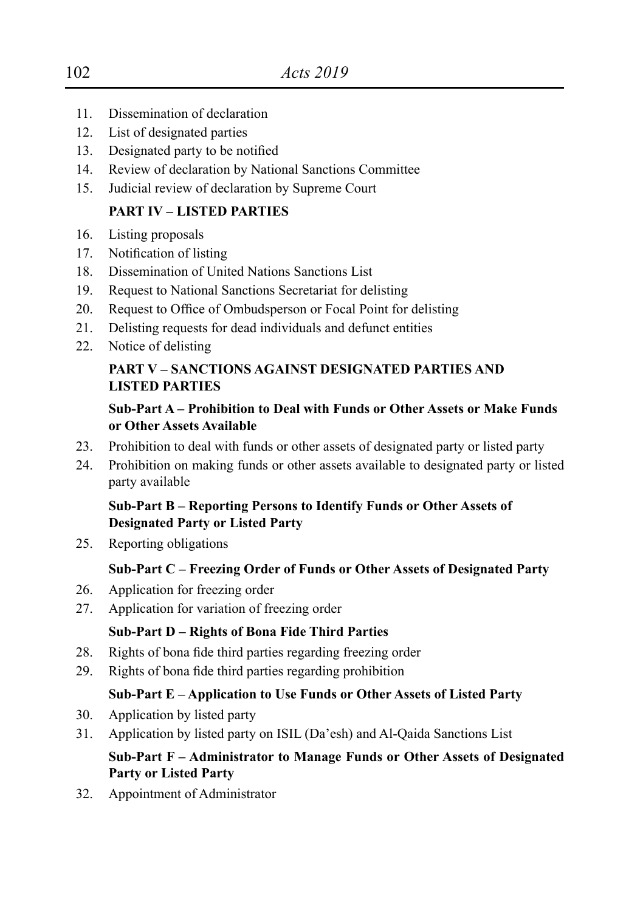11. Dissemination of declaration
12. List of designated parties
13. Designated party to be notified
14. Review of declaration by National Sanctions Committee
15. Judicial review of declaration by Supreme Court

**PART IV – LISTED PARTIES**

16. Listing proposals
17. Notification of listing
18. Dissemination of United Nations Sanctions List
19. Request to National Sanctions Secretariat for delisting
20. Request to Office of Ombudsperson or Focal Point for delisting
21. Delisting requests for dead individuals and defunct entities
22. Notice of delisting

**PART V – SANCTIONS AGAINST DESIGNATED PARTIES AND LISTED PARTIES**

**Sub-Part A – Prohibition to Deal with Funds or Other Assets or Make Funds or Other Assets Available**

23. Prohibition to deal with funds or other assets of designated party or listed party
24. Prohibition on making funds or other assets available to designated party or listed party available

**Sub-Part B – Reporting Persons to Identify Funds or Other Assets of Designated Party or Listed Party**

25. Reporting obligations

**Sub-Part C – Freezing Order of Funds or Other Assets of Designated Party**

26. Application for freezing order
27. Application for variation of freezing order

**Sub-Part D – Rights of Bona Fide Third Parties**

28. Rights of bona fide third parties regarding freezing order
29. Rights of bona fide third parties regarding prohibition

**Sub-Part E – Application to Use Funds or Other Assets of Listed Party**

30. Application by listed party
31. Application by listed party on ISIL (Da'esh) and Al-Qaida Sanctions List

**Sub-Part F – Administrator to Manage Funds or Other Assets of Designated Party or Listed Party**

32. Appointment of Administrator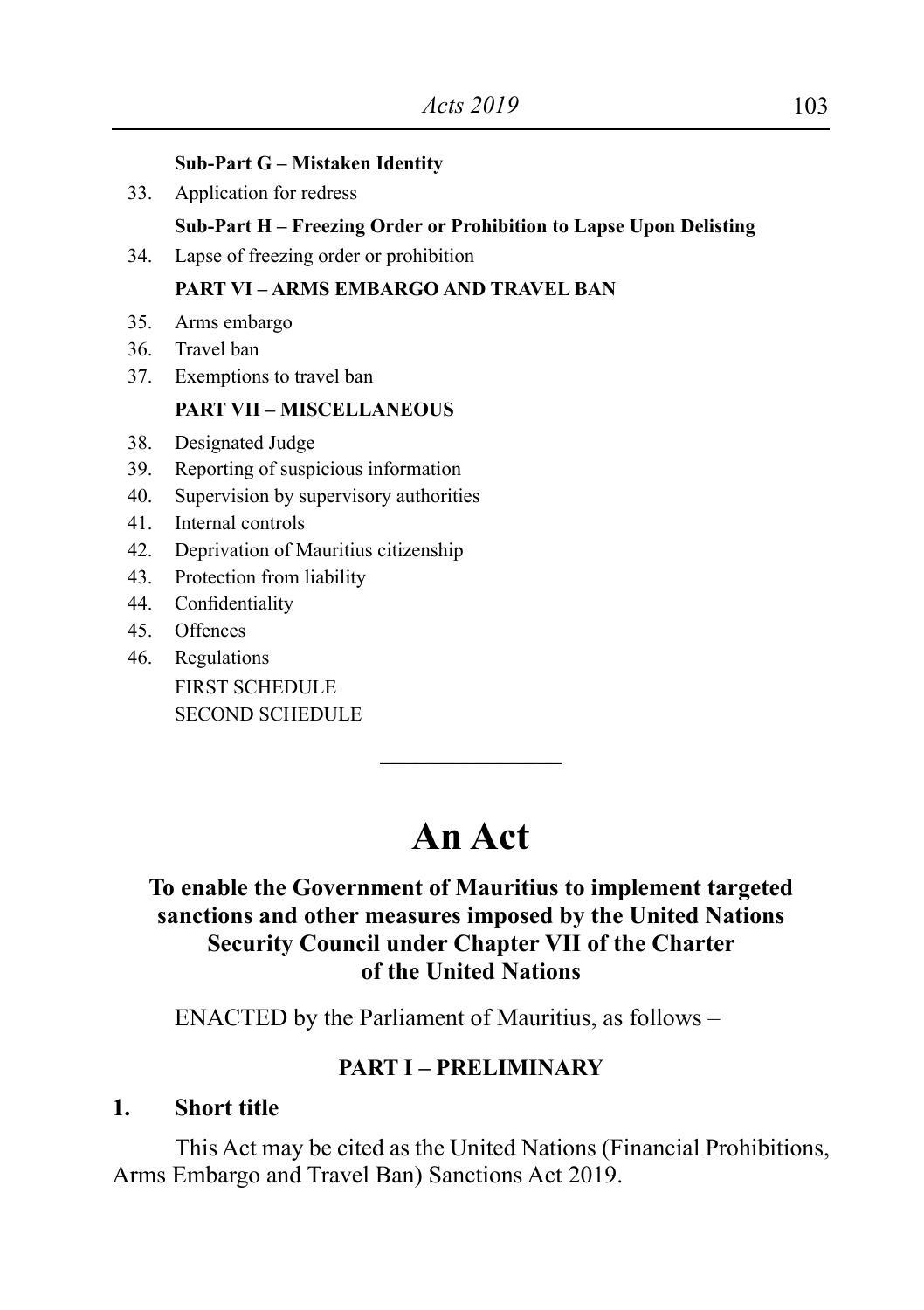**Sub-Part G – Mistaken Identity**

33. Application for redress

**Sub-Part H – Freezing Order or Prohibition to Lapse Upon Delisting**

34. Lapse of freezing order or prohibition

**PART VI – ARMS EMBARGO AND TRAVEL BAN**

35. Arms embargo
36. Travel ban
37. Exemptions to travel ban

**PART VII – MISCELLANEOUS**

38. Designated Judge
39. Reporting of suspicious information
40. Supervision by supervisory authorities
41. Internal controls
42. Deprivation of Mauritius citizenship
43. Protection from liability
44. Confidentiality
45. Offences
46. Regulations

FIRST SCHEDULE
SECOND SCHEDULE

---

# An Act

## To enable the Government of Mauritius to implement targeted sanctions and other measures imposed by the United Nations Security Council under Chapter VII of the Charter of the United Nations

ENACTED by the Parliament of Mauritius, as follows –

### PART I – PRELIMINARY

**1. Short title**

This Act may be cited as the United Nations (Financial Prohibitions, Arms Embargo and Travel Ban) Sanctions Act 2019.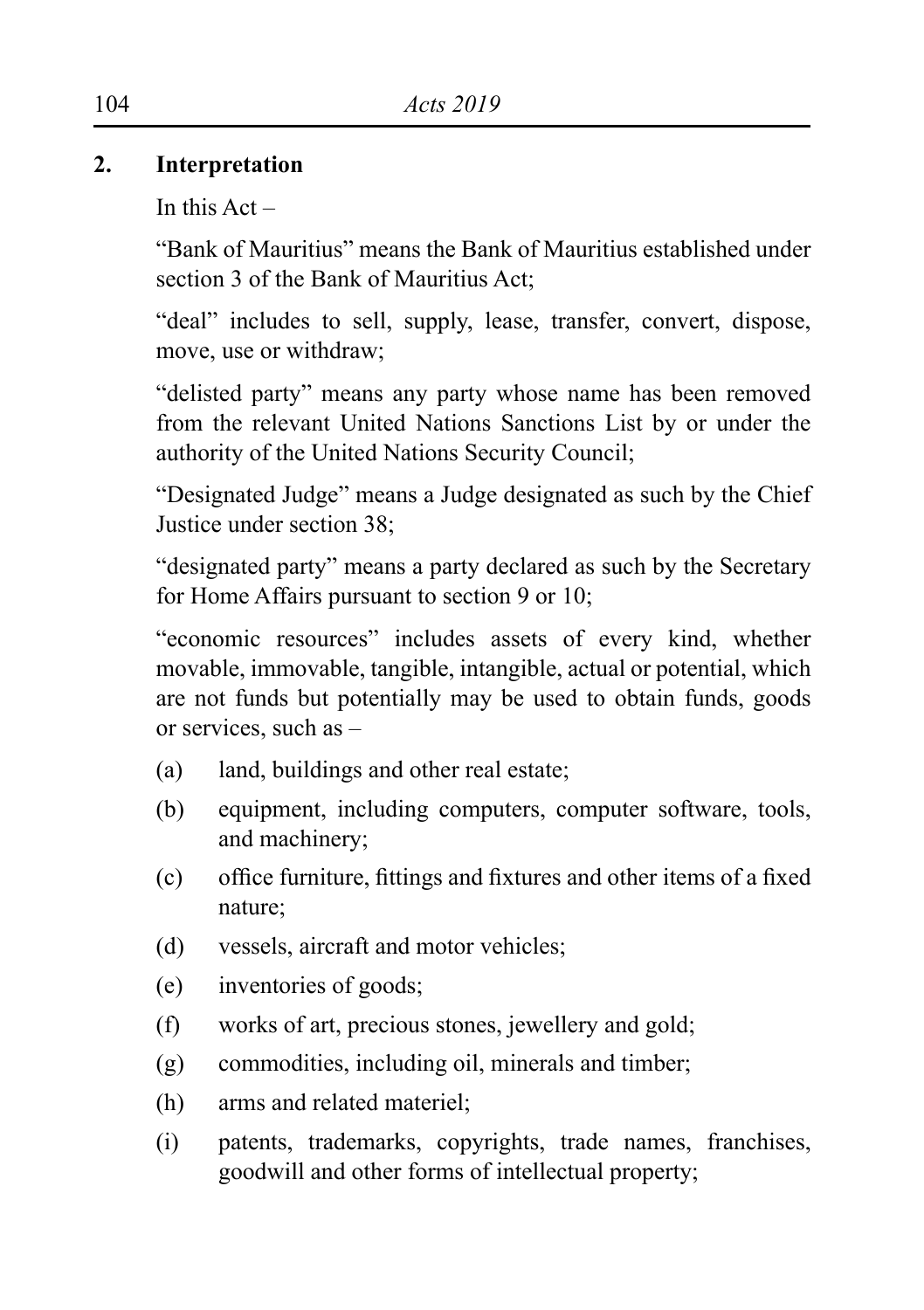## 2. Interpretation

In this Act –

"Bank of Mauritius" means the Bank of Mauritius established under section 3 of the Bank of Mauritius Act;

"deal" includes to sell, supply, lease, transfer, convert, dispose, move, use or withdraw;

"delisted party" means any party whose name has been removed from the relevant United Nations Sanctions List by or under the authority of the United Nations Security Council;

"Designated Judge" means a Judge designated as such by the Chief Justice under section 38;

"designated party" means a party declared as such by the Secretary for Home Affairs pursuant to section 9 or 10;

"economic resources" includes assets of every kind, whether movable, immovable, tangible, intangible, actual or potential, which are not funds but potentially may be used to obtain funds, goods or services, such as –

(a) land, buildings and other real estate;

(b) equipment, including computers, computer software, tools, and machinery;

(c) office furniture, fittings and fixtures and other items of a fixed nature;

(d) vessels, aircraft and motor vehicles;

(e) inventories of goods;

(f) works of art, precious stones, jewellery and gold;

(g) commodities, including oil, minerals and timber;

(h) arms and related materiel;

(i) patents, trademarks, copyrights, trade names, franchises, goodwill and other forms of intellectual property;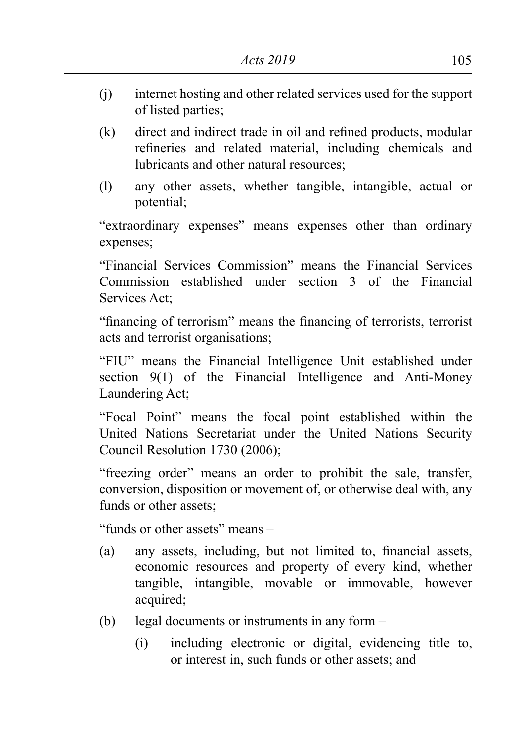(j) internet hosting and other related services used for the support of listed parties;

(k) direct and indirect trade in oil and refined products, modular refineries and related material, including chemicals and lubricants and other natural resources;

(l) any other assets, whether tangible, intangible, actual or potential;

"extraordinary expenses" means expenses other than ordinary expenses;

"Financial Services Commission" means the Financial Services Commission established under section 3 of the Financial Services Act;

"financing of terrorism" means the financing of terrorists, terrorist acts and terrorist organisations;

"FIU" means the Financial Intelligence Unit established under section 9(1) of the Financial Intelligence and Anti-Money Laundering Act;

"Focal Point" means the focal point established within the United Nations Secretariat under the United Nations Security Council Resolution 1730 (2006);

"freezing order" means an order to prohibit the sale, transfer, conversion, disposition or movement of, or otherwise deal with, any funds or other assets;

"funds or other assets" means –

(a) any assets, including, but not limited to, financial assets, economic resources and property of every kind, whether tangible, intangible, movable or immovable, however acquired;

(b) legal documents or instruments in any form –

  (i) including electronic or digital, evidencing title to, or interest in, such funds or other assets; and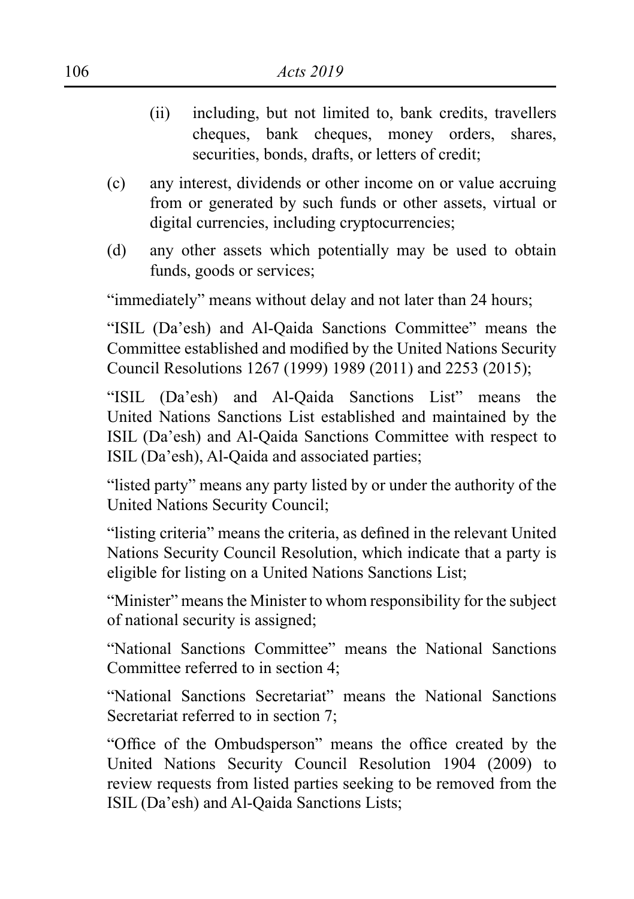(ii) including, but not limited to, bank credits, travellers cheques, bank cheques, money orders, shares, securities, bonds, drafts, or letters of credit;

(c) any interest, dividends or other income on or value accruing from or generated by such funds or other assets, virtual or digital currencies, including cryptocurrencies;

(d) any other assets which potentially may be used to obtain funds, goods or services;

"immediately" means without delay and not later than 24 hours;

"ISIL (Da'esh) and Al-Qaida Sanctions Committee" means the Committee established and modified by the United Nations Security Council Resolutions 1267 (1999) 1989 (2011) and 2253 (2015);

"ISIL (Da'esh) and Al-Qaida Sanctions List" means the United Nations Sanctions List established and maintained by the ISIL (Da'esh) and Al-Qaida Sanctions Committee with respect to ISIL (Da'esh), Al-Qaida and associated parties;

"listed party" means any party listed by or under the authority of the United Nations Security Council;

"listing criteria" means the criteria, as defined in the relevant United Nations Security Council Resolution, which indicate that a party is eligible for listing on a United Nations Sanctions List;

"Minister" means the Minister to whom responsibility for the subject of national security is assigned;

"National Sanctions Committee" means the National Sanctions Committee referred to in section 4;

"National Sanctions Secretariat" means the National Sanctions Secretariat referred to in section 7;

"Office of the Ombudsperson" means the office created by the United Nations Security Council Resolution 1904 (2009) to review requests from listed parties seeking to be removed from the ISIL (Da'esh) and Al-Qaida Sanctions Lists;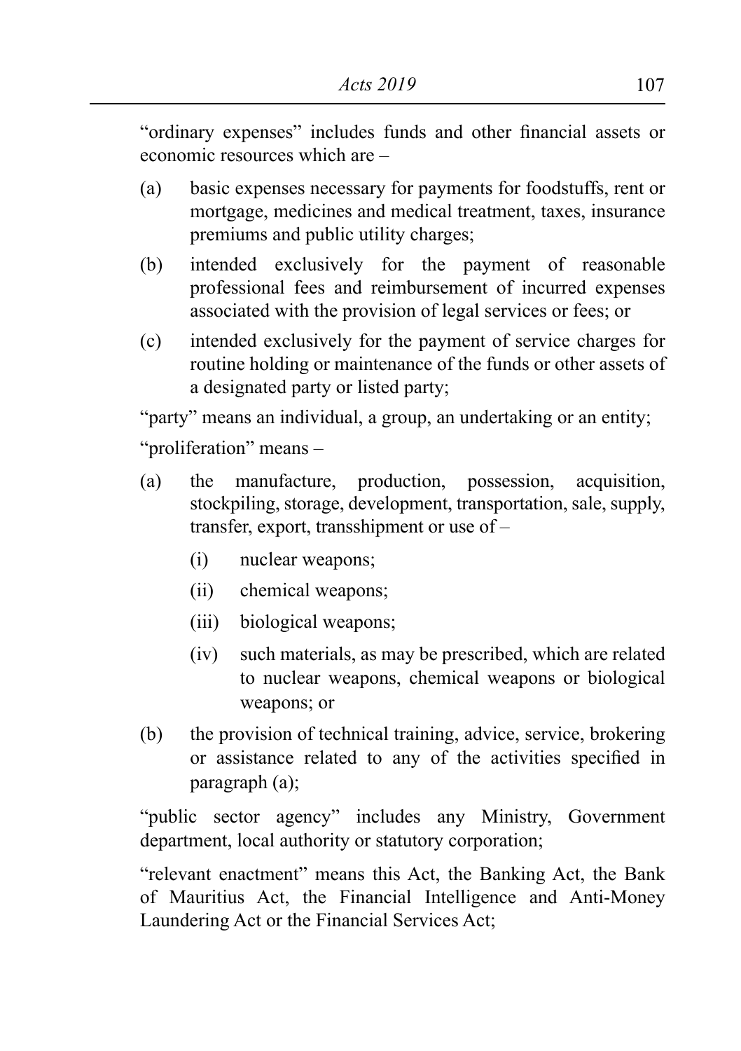"ordinary expenses" includes funds and other financial assets or economic resources which are –

(a) basic expenses necessary for payments for foodstuffs, rent or mortgage, medicines and medical treatment, taxes, insurance premiums and public utility charges;

(b) intended exclusively for the payment of reasonable professional fees and reimbursement of incurred expenses associated with the provision of legal services or fees; or

(c) intended exclusively for the payment of service charges for routine holding or maintenance of the funds or other assets of a designated party or listed party;

"party" means an individual, a group, an undertaking or an entity;

"proliferation" means –

(a) the manufacture, production, possession, acquisition, stockpiling, storage, development, transportation, sale, supply, transfer, export, transshipment or use of –

  (i) nuclear weapons;

  (ii) chemical weapons;

  (iii) biological weapons;

  (iv) such materials, as may be prescribed, which are related to nuclear weapons, chemical weapons or biological weapons; or

(b) the provision of technical training, advice, service, brokering or assistance related to any of the activities specified in paragraph (a);

"public sector agency" includes any Ministry, Government department, local authority or statutory corporation;

"relevant enactment" means this Act, the Banking Act, the Bank of Mauritius Act, the Financial Intelligence and Anti-Money Laundering Act or the Financial Services Act;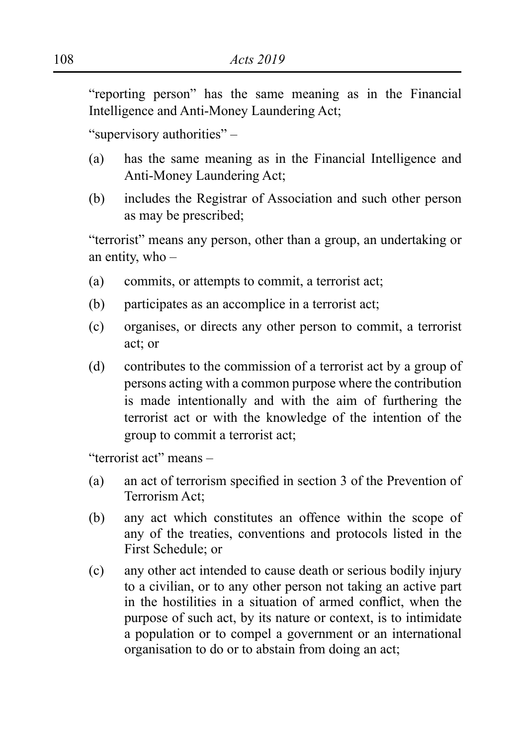"reporting person" has the same meaning as in the Financial Intelligence and Anti-Money Laundering Act;

"supervisory authorities" –

(a) has the same meaning as in the Financial Intelligence and Anti-Money Laundering Act;

(b) includes the Registrar of Association and such other person as may be prescribed;

"terrorist" means any person, other than a group, an undertaking or an entity, who –

(a) commits, or attempts to commit, a terrorist act;

(b) participates as an accomplice in a terrorist act;

(c) organises, or directs any other person to commit, a terrorist act; or

(d) contributes to the commission of a terrorist act by a group of persons acting with a common purpose where the contribution is made intentionally and with the aim of furthering the terrorist act or with the knowledge of the intention of the group to commit a terrorist act;

"terrorist act" means –

(a) an act of terrorism specified in section 3 of the Prevention of Terrorism Act;

(b) any act which constitutes an offence within the scope of any of the treaties, conventions and protocols listed in the First Schedule; or

(c) any other act intended to cause death or serious bodily injury to a civilian, or to any other person not taking an active part in the hostilities in a situation of armed conflict, when the purpose of such act, by its nature or context, is to intimidate a population or to compel a government or an international organisation to do or to abstain from doing an act;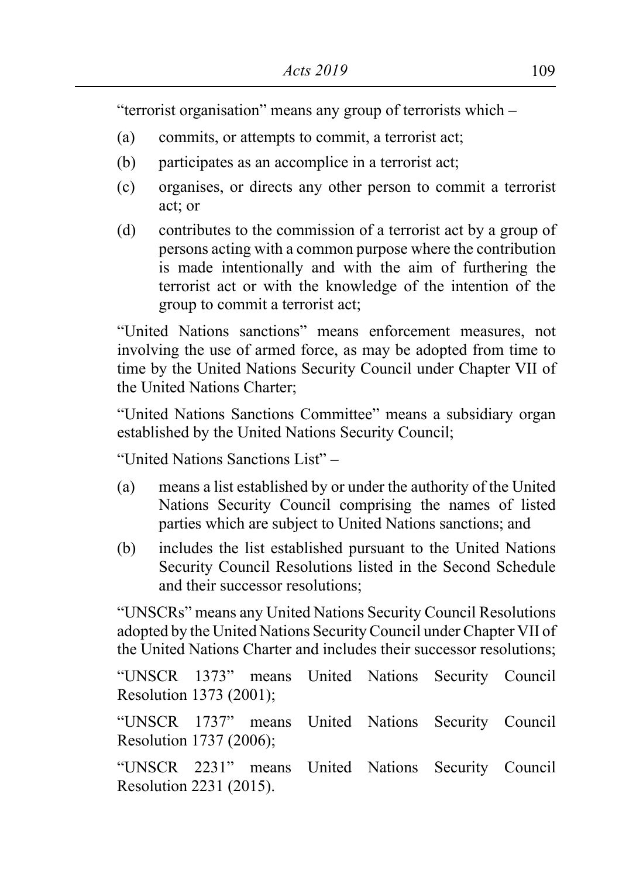"terrorist organisation" means any group of terrorists which –

(a) commits, or attempts to commit, a terrorist act;

(b) participates as an accomplice in a terrorist act;

(c) organises, or directs any other person to commit a terrorist act; or

(d) contributes to the commission of a terrorist act by a group of persons acting with a common purpose where the contribution is made intentionally and with the aim of furthering the terrorist act or with the knowledge of the intention of the group to commit a terrorist act;

"United Nations sanctions" means enforcement measures, not involving the use of armed force, as may be adopted from time to time by the United Nations Security Council under Chapter VII of the United Nations Charter;

"United Nations Sanctions Committee" means a subsidiary organ established by the United Nations Security Council;

"United Nations Sanctions List" –

(a) means a list established by or under the authority of the United Nations Security Council comprising the names of listed parties which are subject to United Nations sanctions; and

(b) includes the list established pursuant to the United Nations Security Council Resolutions listed in the Second Schedule and their successor resolutions;

"UNSCRs" means any United Nations Security Council Resolutions adopted by the United Nations Security Council under Chapter VII of the United Nations Charter and includes their successor resolutions;

"UNSCR 1373" means United Nations Security Council Resolution 1373 (2001);

"UNSCR 1737" means United Nations Security Council Resolution 1737 (2006);

"UNSCR 2231" means United Nations Security Council Resolution 2231 (2015).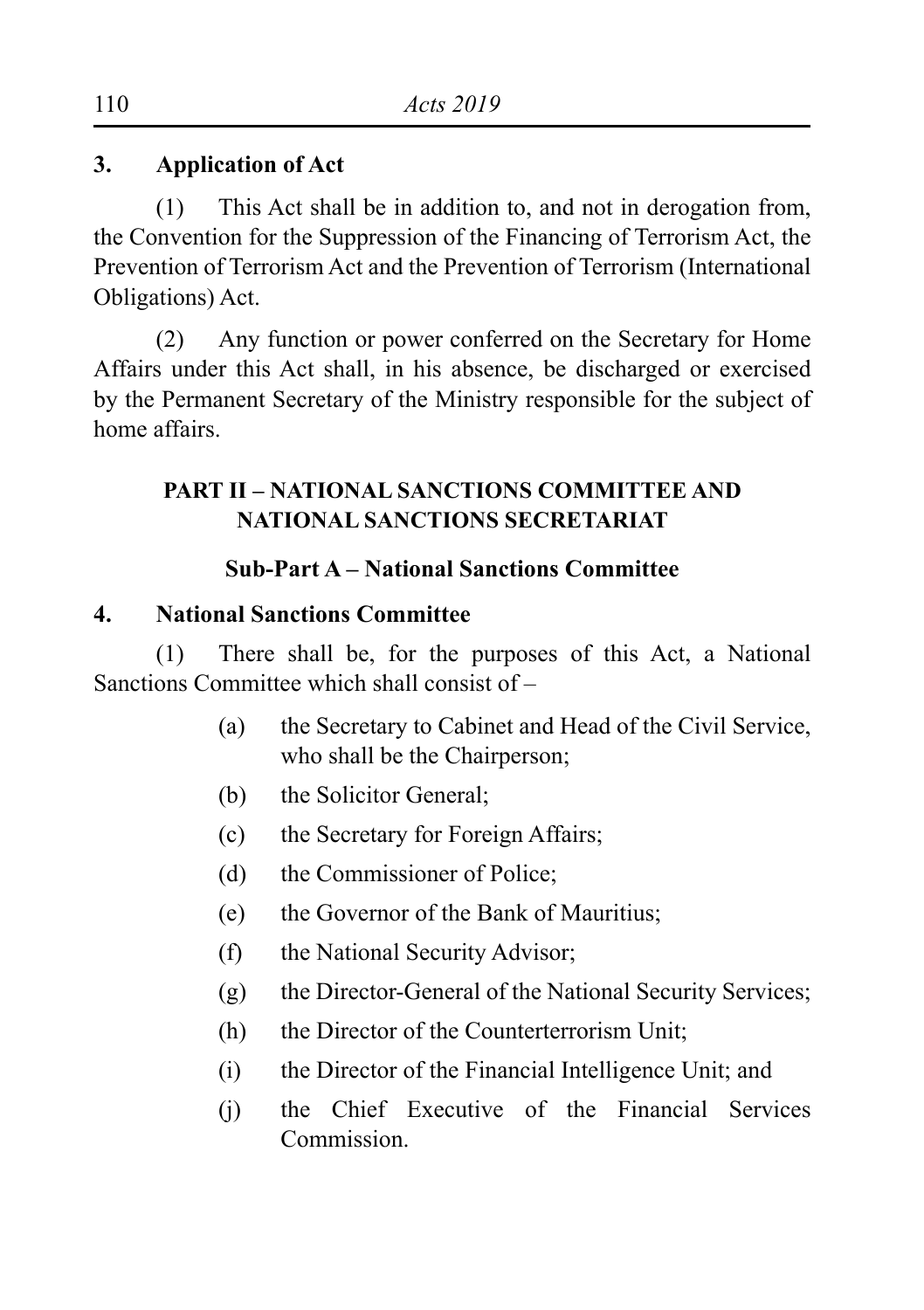### 3. Application of Act

(1) This Act shall be in addition to, and not in derogation from, the Convention for the Suppression of the Financing of Terrorism Act, the Prevention of Terrorism Act and the Prevention of Terrorism (International Obligations) Act.

(2) Any function or power conferred on the Secretary for Home Affairs under this Act shall, in his absence, be discharged or exercised by the Permanent Secretary of the Ministry responsible for the subject of home affairs.

## PART II – NATIONAL SANCTIONS COMMITTEE AND NATIONAL SANCTIONS SECRETARIAT

### Sub-Part A – National Sanctions Committee

### 4. National Sanctions Committee

(1) There shall be, for the purposes of this Act, a National Sanctions Committee which shall consist of –

(a) the Secretary to Cabinet and Head of the Civil Service, who shall be the Chairperson;

(b) the Solicitor General;

(c) the Secretary for Foreign Affairs;

(d) the Commissioner of Police;

(e) the Governor of the Bank of Mauritius;

(f) the National Security Advisor;

(g) the Director-General of the National Security Services;

(h) the Director of the Counterterrorism Unit;

(i) the Director of the Financial Intelligence Unit; and

(j) the Chief Executive of the Financial Services Commission.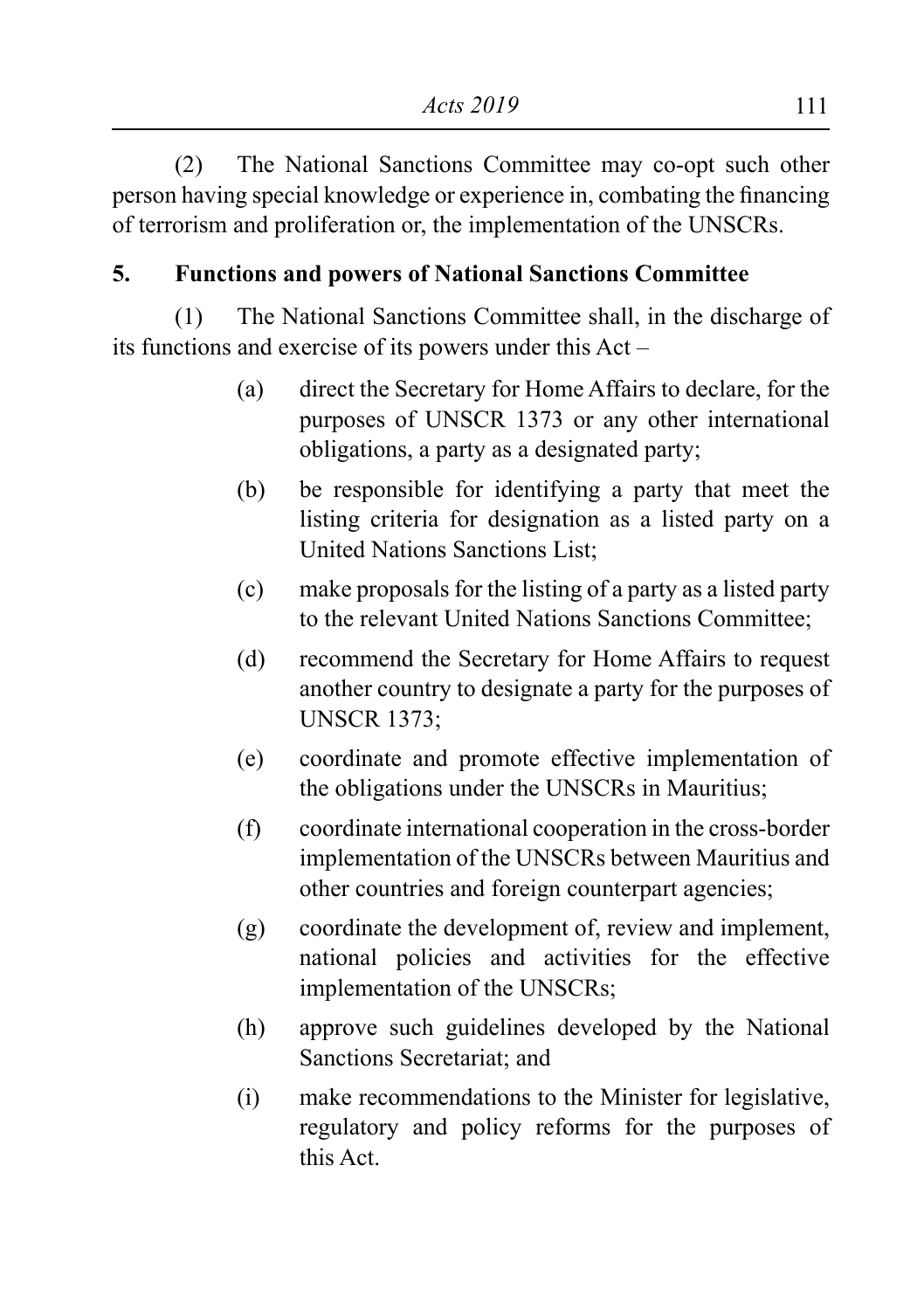(2) The National Sanctions Committee may co-opt such other person having special knowledge or experience in, combating the financing of terrorism and proliferation or, the implementation of the UNSCRs.

**5. Functions and powers of National Sanctions Committee**

(1) The National Sanctions Committee shall, in the discharge of its functions and exercise of its powers under this Act –

(a) direct the Secretary for Home Affairs to declare, for the purposes of UNSCR 1373 or any other international obligations, a party as a designated party;

(b) be responsible for identifying a party that meet the listing criteria for designation as a listed party on a United Nations Sanctions List;

(c) make proposals for the listing of a party as a listed party to the relevant United Nations Sanctions Committee;

(d) recommend the Secretary for Home Affairs to request another country to designate a party for the purposes of UNSCR 1373;

(e) coordinate and promote effective implementation of the obligations under the UNSCRs in Mauritius;

(f) coordinate international cooperation in the cross-border implementation of the UNSCRs between Mauritius and other countries and foreign counterpart agencies;

(g) coordinate the development of, review and implement, national policies and activities for the effective implementation of the UNSCRs;

(h) approve such guidelines developed by the National Sanctions Secretariat; and

(i) make recommendations to the Minister for legislative, regulatory and policy reforms for the purposes of this Act.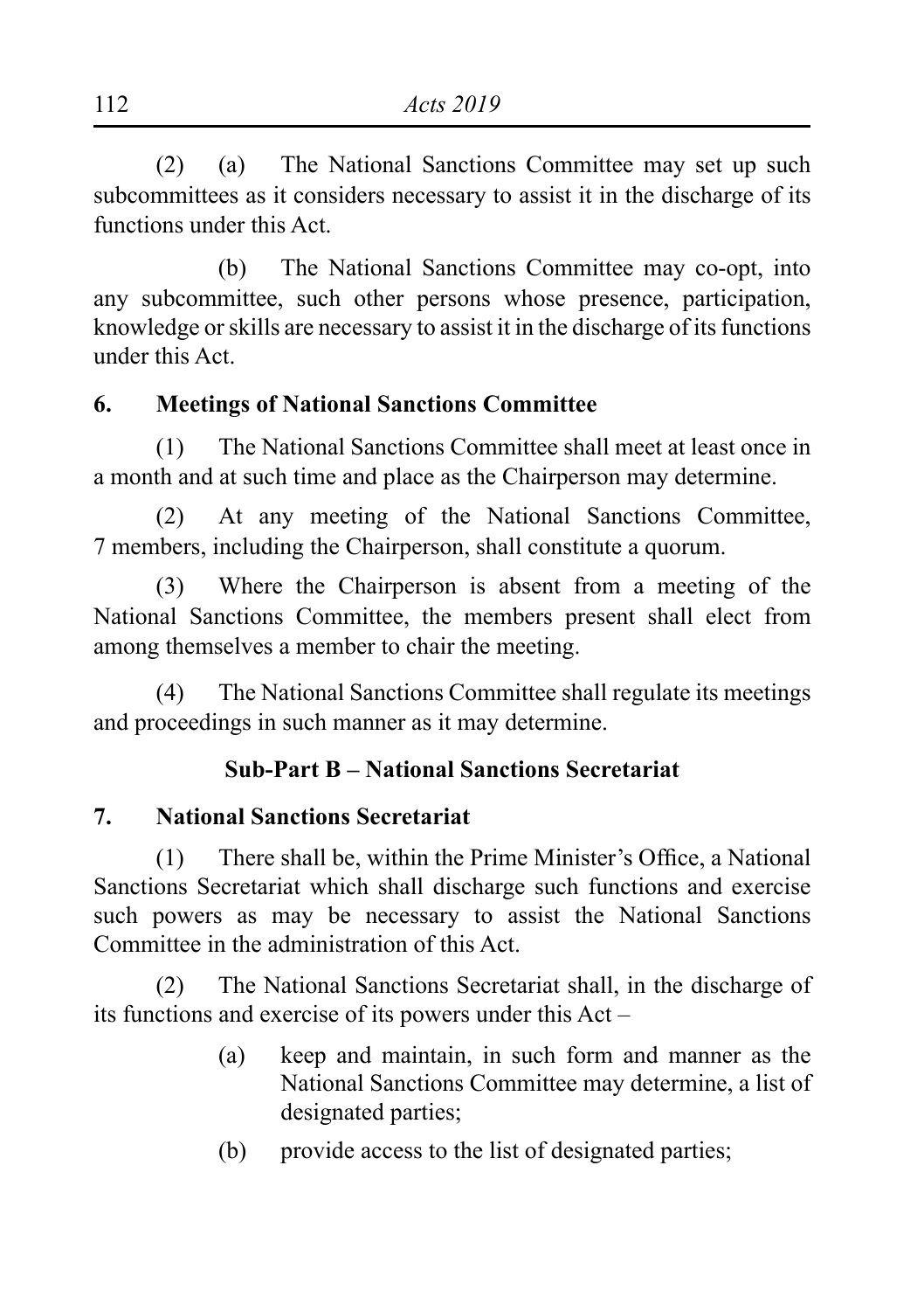(2) (a) The National Sanctions Committee may set up such subcommittees as it considers necessary to assist it in the discharge of its functions under this Act.

(b) The National Sanctions Committee may co-opt, into any subcommittee, such other persons whose presence, participation, knowledge or skills are necessary to assist it in the discharge of its functions under this Act.

**6. Meetings of National Sanctions Committee**

(1) The National Sanctions Committee shall meet at least once in a month and at such time and place as the Chairperson may determine.

(2) At any meeting of the National Sanctions Committee, 7 members, including the Chairperson, shall constitute a quorum.

(3) Where the Chairperson is absent from a meeting of the National Sanctions Committee, the members present shall elect from among themselves a member to chair the meeting.

(4) The National Sanctions Committee shall regulate its meetings and proceedings in such manner as it may determine.

**Sub-Part B – National Sanctions Secretariat**

**7. National Sanctions Secretariat**

(1) There shall be, within the Prime Minister's Office, a National Sanctions Secretariat which shall discharge such functions and exercise such powers as may be necessary to assist the National Sanctions Committee in the administration of this Act.

(2) The National Sanctions Secretariat shall, in the discharge of its functions and exercise of its powers under this Act –

(a) keep and maintain, in such form and manner as the National Sanctions Committee may determine, a list of designated parties;

(b) provide access to the list of designated parties;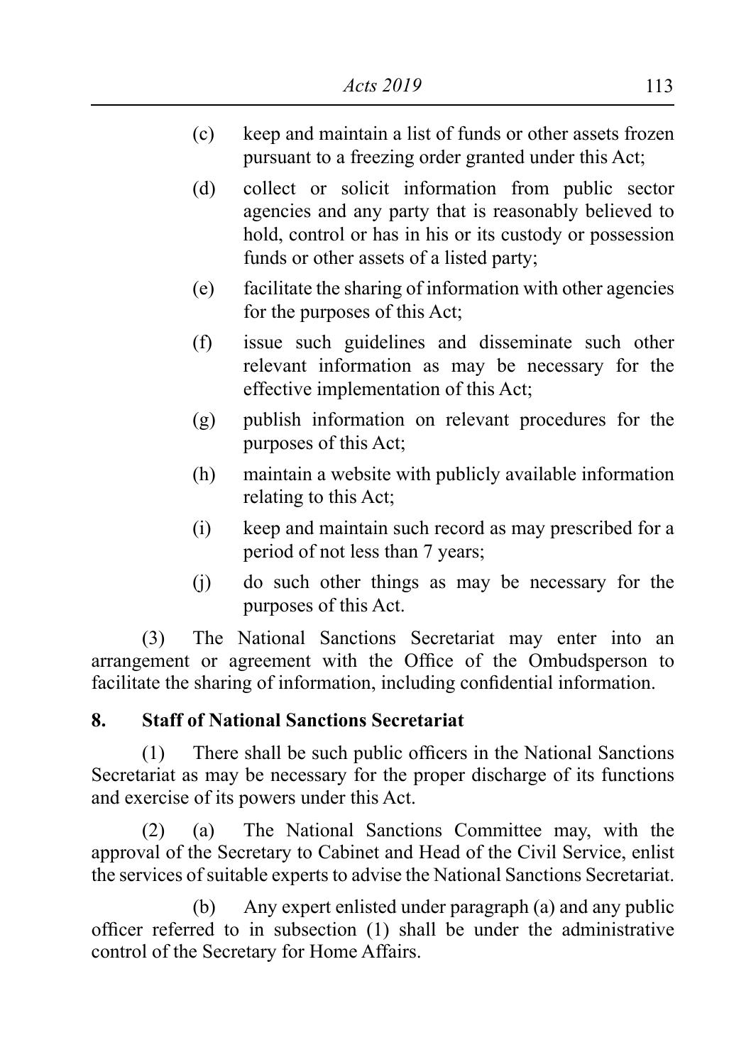(c) keep and maintain a list of funds or other assets frozen pursuant to a freezing order granted under this Act;

(d) collect or solicit information from public sector agencies and any party that is reasonably believed to hold, control or has in his or its custody or possession funds or other assets of a listed party;

(e) facilitate the sharing of information with other agencies for the purposes of this Act;

(f) issue such guidelines and disseminate such other relevant information as may be necessary for the effective implementation of this Act;

(g) publish information on relevant procedures for the purposes of this Act;

(h) maintain a website with publicly available information relating to this Act;

(i) keep and maintain such record as may prescribed for a period of not less than 7 years;

(j) do such other things as may be necessary for the purposes of this Act.

(3) The National Sanctions Secretariat may enter into an arrangement or agreement with the Office of the Ombudsperson to facilitate the sharing of information, including confidential information.

**8. Staff of National Sanctions Secretariat**

(1) There shall be such public officers in the National Sanctions Secretariat as may be necessary for the proper discharge of its functions and exercise of its powers under this Act.

(2) (a) The National Sanctions Committee may, with the approval of the Secretary to Cabinet and Head of the Civil Service, enlist the services of suitable experts to advise the National Sanctions Secretariat.

(b) Any expert enlisted under paragraph (a) and any public officer referred to in subsection (1) shall be under the administrative control of the Secretary for Home Affairs.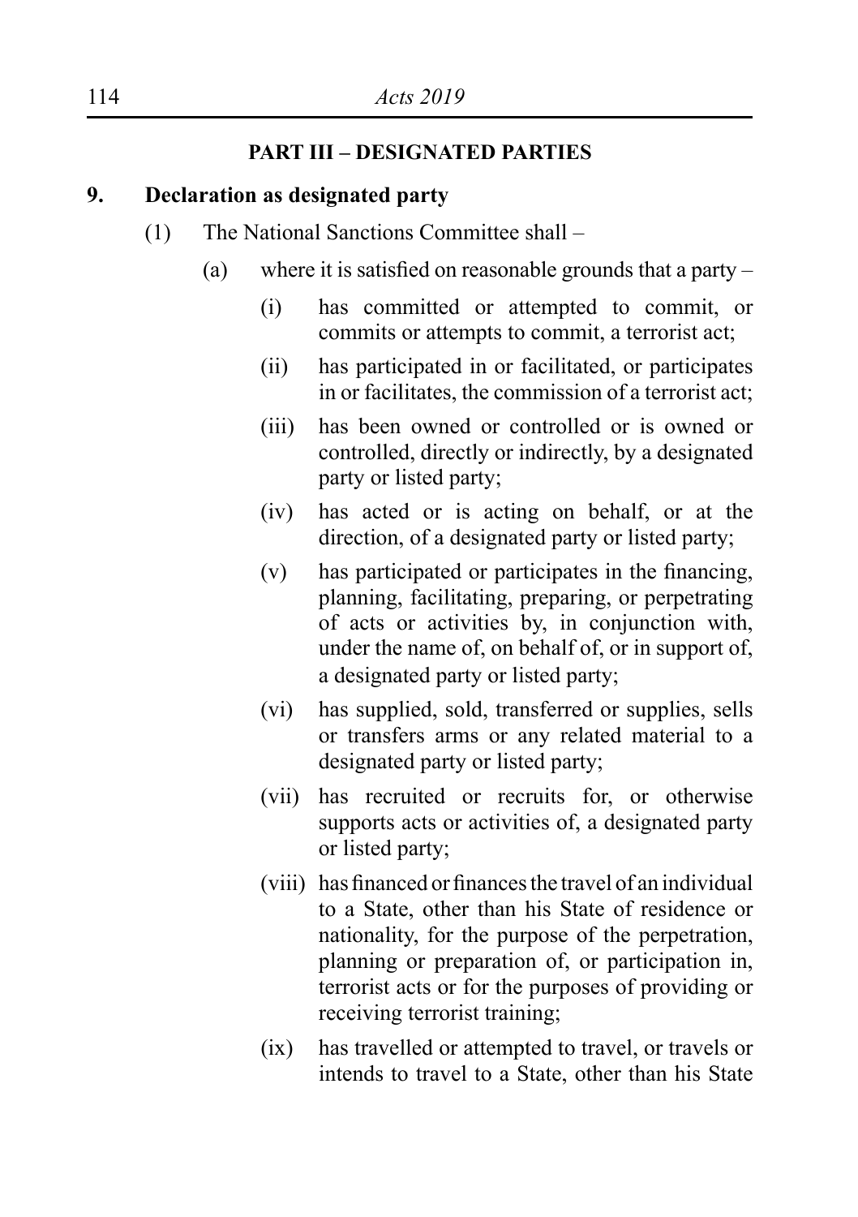## PART III – DESIGNATED PARTIES

### 9. Declaration as designated party

(1) The National Sanctions Committee shall –

(a) where it is satisfied on reasonable grounds that a party –

(i) has committed or attempted to commit, or commits or attempts to commit, a terrorist act;

(ii) has participated in or facilitated, or participates in or facilitates, the commission of a terrorist act;

(iii) has been owned or controlled or is owned or controlled, directly or indirectly, by a designated party or listed party;

(iv) has acted or is acting on behalf, or at the direction, of a designated party or listed party;

(v) has participated or participates in the financing, planning, facilitating, preparing, or perpetrating of acts or activities by, in conjunction with, under the name of, on behalf of, or in support of, a designated party or listed party;

(vi) has supplied, sold, transferred or supplies, sells or transfers arms or any related material to a designated party or listed party;

(vii) has recruited or recruits for, or otherwise supports acts or activities of, a designated party or listed party;

(viii) has financed or finances the travel of an individual to a State, other than his State of residence or nationality, for the purpose of the perpetration, planning or preparation of, or participation in, terrorist acts or for the purposes of providing or receiving terrorist training;

(ix) has travelled or attempted to travel, or travels or intends to travel to a State, other than his State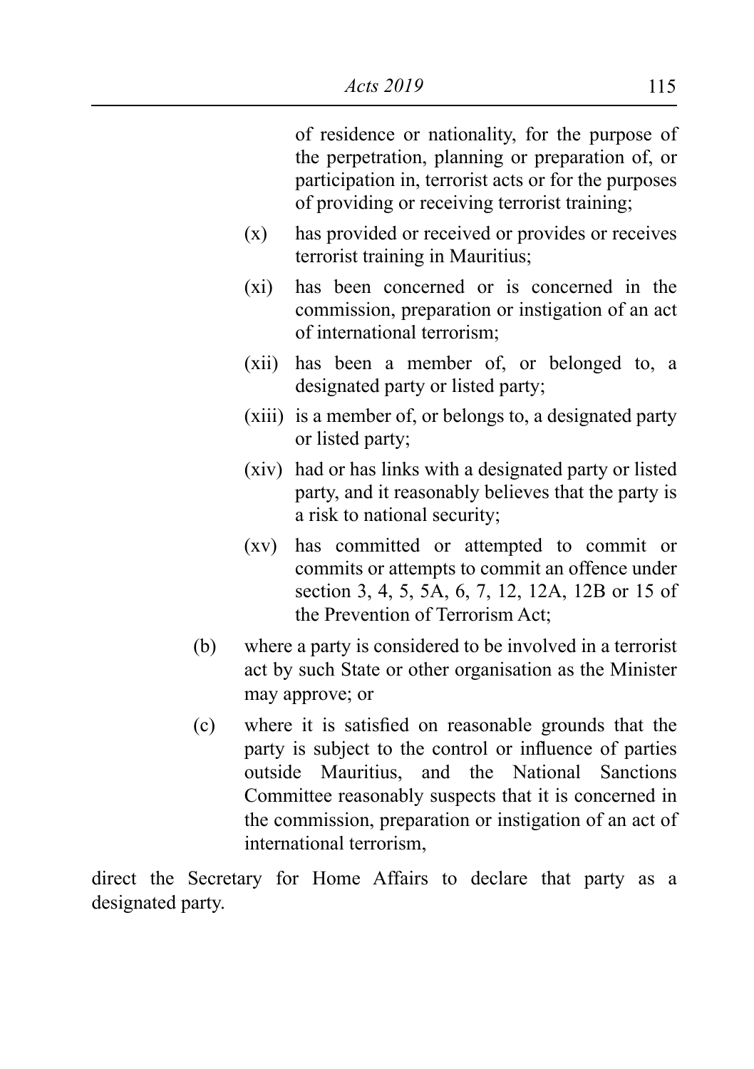of residence or nationality, for the purpose of the perpetration, planning or preparation of, or participation in, terrorist acts or for the purposes of providing or receiving terrorist training;

(x) has provided or received or provides or receives terrorist training in Mauritius;

(xi) has been concerned or is concerned in the commission, preparation or instigation of an act of international terrorism;

(xii) has been a member of, or belonged to, a designated party or listed party;

(xiii) is a member of, or belongs to, a designated party or listed party;

(xiv) had or has links with a designated party or listed party, and it reasonably believes that the party is a risk to national security;

(xv) has committed or attempted to commit or commits or attempts to commit an offence under section 3, 4, 5, 5A, 6, 7, 12, 12A, 12B or 15 of the Prevention of Terrorism Act;

(b) where a party is considered to be involved in a terrorist act by such State or other organisation as the Minister may approve; or

(c) where it is satisfied on reasonable grounds that the party is subject to the control or influence of parties outside Mauritius, and the National Sanctions Committee reasonably suspects that it is concerned in the commission, preparation or instigation of an act of international terrorism,

direct the Secretary for Home Affairs to declare that party as a designated party.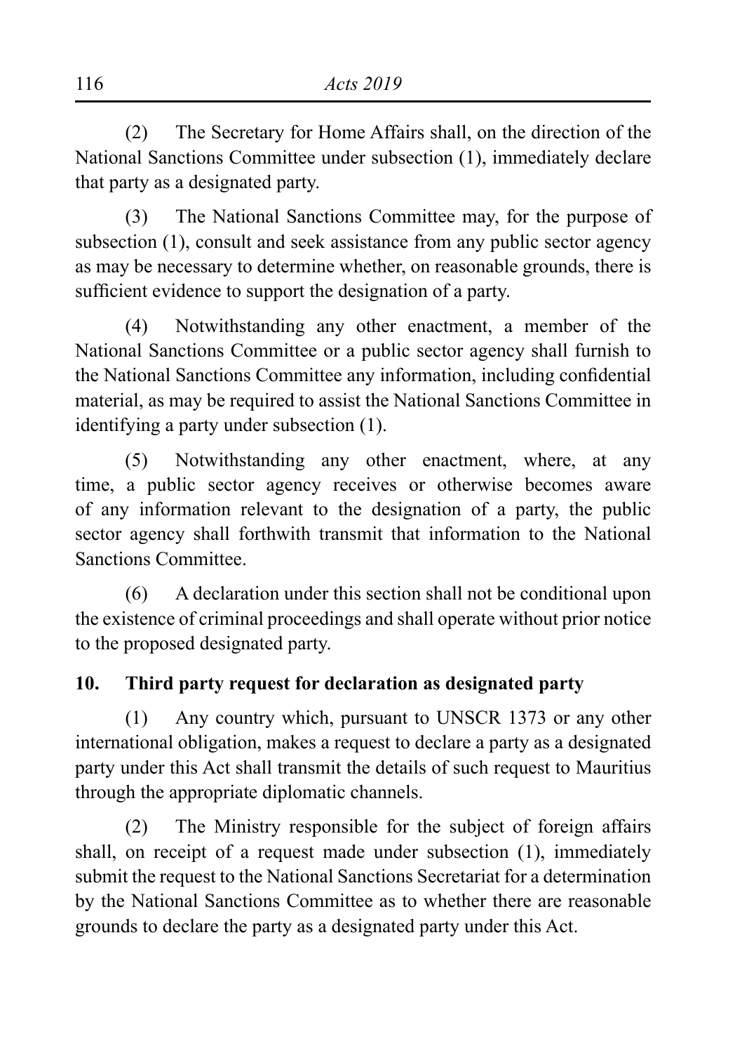(2) The Secretary for Home Affairs shall, on the direction of the National Sanctions Committee under subsection (1), immediately declare that party as a designated party.

(3) The National Sanctions Committee may, for the purpose of subsection (1), consult and seek assistance from any public sector agency as may be necessary to determine whether, on reasonable grounds, there is sufficient evidence to support the designation of a party.

(4) Notwithstanding any other enactment, a member of the National Sanctions Committee or a public sector agency shall furnish to the National Sanctions Committee any information, including confidential material, as may be required to assist the National Sanctions Committee in identifying a party under subsection (1).

(5) Notwithstanding any other enactment, where, at any time, a public sector agency receives or otherwise becomes aware of any information relevant to the designation of a party, the public sector agency shall forthwith transmit that information to the National Sanctions Committee.

(6) A declaration under this section shall not be conditional upon the existence of criminal proceedings and shall operate without prior notice to the proposed designated party.

**10. Third party request for declaration as designated party**

(1) Any country which, pursuant to UNSCR 1373 or any other international obligation, makes a request to declare a party as a designated party under this Act shall transmit the details of such request to Mauritius through the appropriate diplomatic channels.

(2) The Ministry responsible for the subject of foreign affairs shall, on receipt of a request made under subsection (1), immediately submit the request to the National Sanctions Secretariat for a determination by the National Sanctions Committee as to whether there are reasonable grounds to declare the party as a designated party under this Act.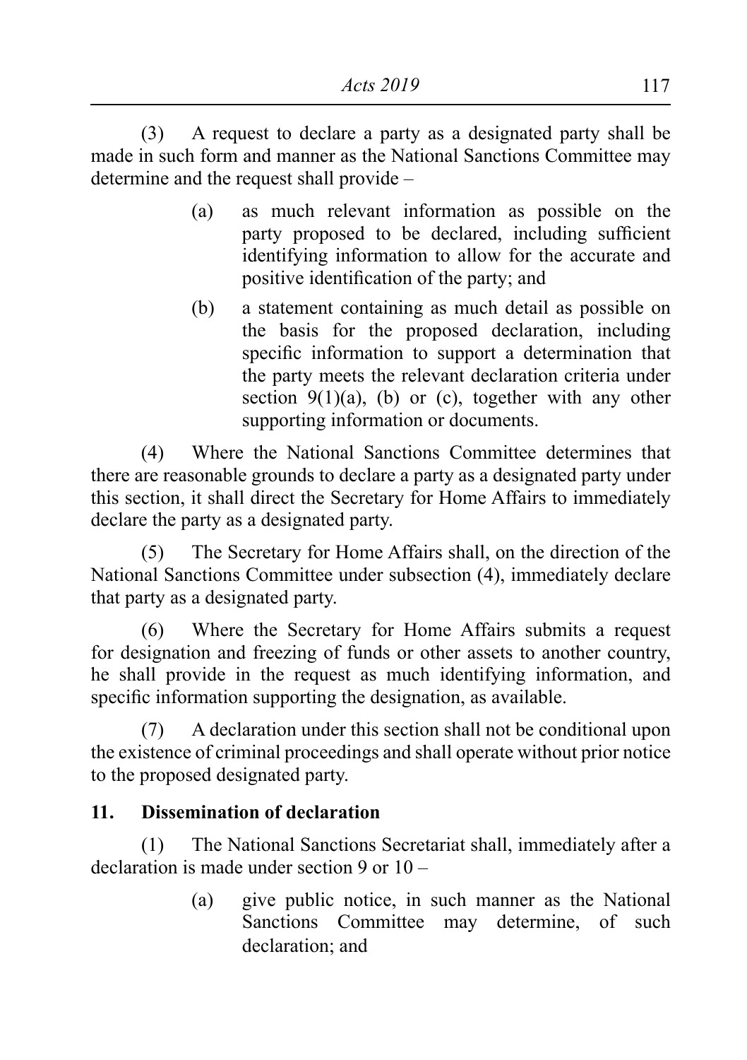(3) A request to declare a party as a designated party shall be made in such form and manner as the National Sanctions Committee may determine and the request shall provide –

(a) as much relevant information as possible on the party proposed to be declared, including sufficient identifying information to allow for the accurate and positive identification of the party; and

(b) a statement containing as much detail as possible on the basis for the proposed declaration, including specific information to support a determination that the party meets the relevant declaration criteria under section 9(1)(a), (b) or (c), together with any other supporting information or documents.

(4) Where the National Sanctions Committee determines that there are reasonable grounds to declare a party as a designated party under this section, it shall direct the Secretary for Home Affairs to immediately declare the party as a designated party.

(5) The Secretary for Home Affairs shall, on the direction of the National Sanctions Committee under subsection (4), immediately declare that party as a designated party.

(6) Where the Secretary for Home Affairs submits a request for designation and freezing of funds or other assets to another country, he shall provide in the request as much identifying information, and specific information supporting the designation, as available.

(7) A declaration under this section shall not be conditional upon the existence of criminal proceedings and shall operate without prior notice to the proposed designated party.

**11. Dissemination of declaration**

(1) The National Sanctions Secretariat shall, immediately after a declaration is made under section 9 or 10 –

(a) give public notice, in such manner as the National Sanctions Committee may determine, of such declaration; and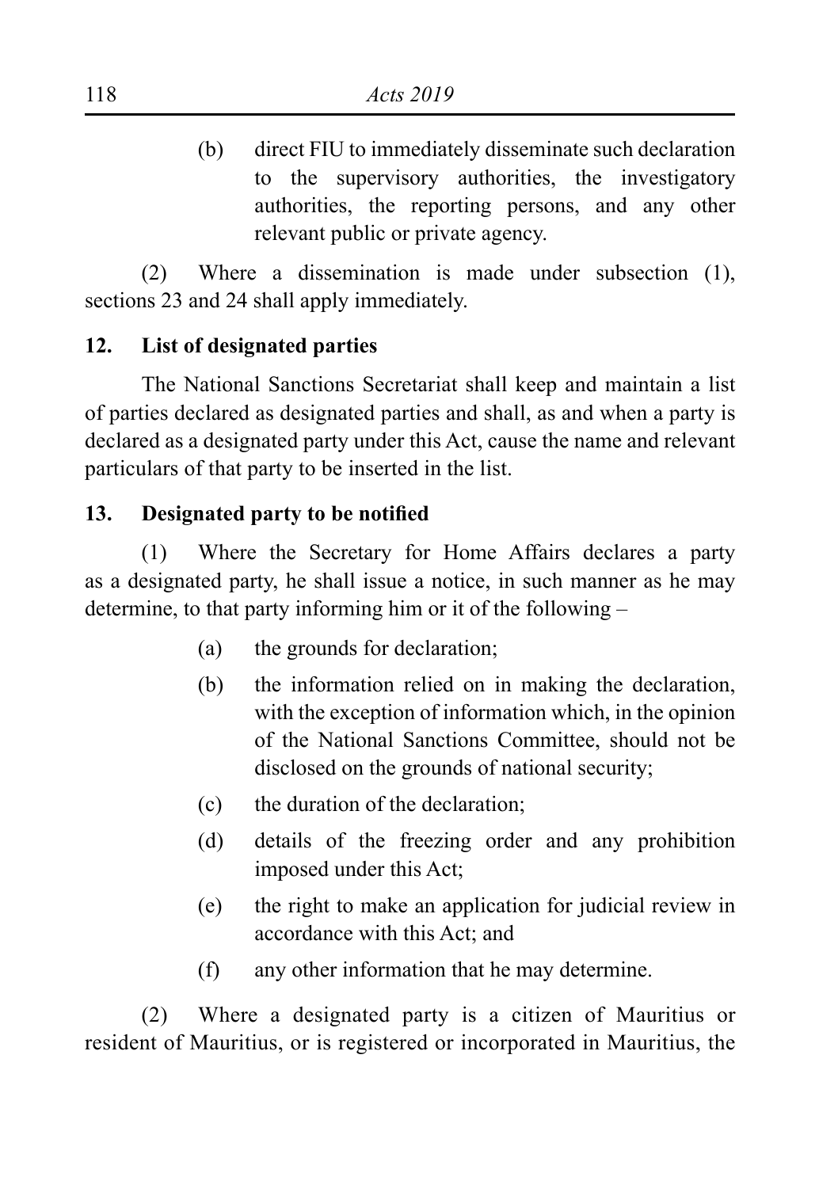(b) direct FIU to immediately disseminate such declaration to the supervisory authorities, the investigatory authorities, the reporting persons, and any other relevant public or private agency.

(2) Where a dissemination is made under subsection (1), sections 23 and 24 shall apply immediately.

**12. List of designated parties**

The National Sanctions Secretariat shall keep and maintain a list of parties declared as designated parties and shall, as and when a party is declared as a designated party under this Act, cause the name and relevant particulars of that party to be inserted in the list.

**13. Designated party to be notified**

(1) Where the Secretary for Home Affairs declares a party as a designated party, he shall issue a notice, in such manner as he may determine, to that party informing him or it of the following –

(a) the grounds for declaration;

(b) the information relied on in making the declaration, with the exception of information which, in the opinion of the National Sanctions Committee, should not be disclosed on the grounds of national security;

(c) the duration of the declaration;

(d) details of the freezing order and any prohibition imposed under this Act;

(e) the right to make an application for judicial review in accordance with this Act; and

(f) any other information that he may determine.

(2) Where a designated party is a citizen of Mauritius or resident of Mauritius, or is registered or incorporated in Mauritius, the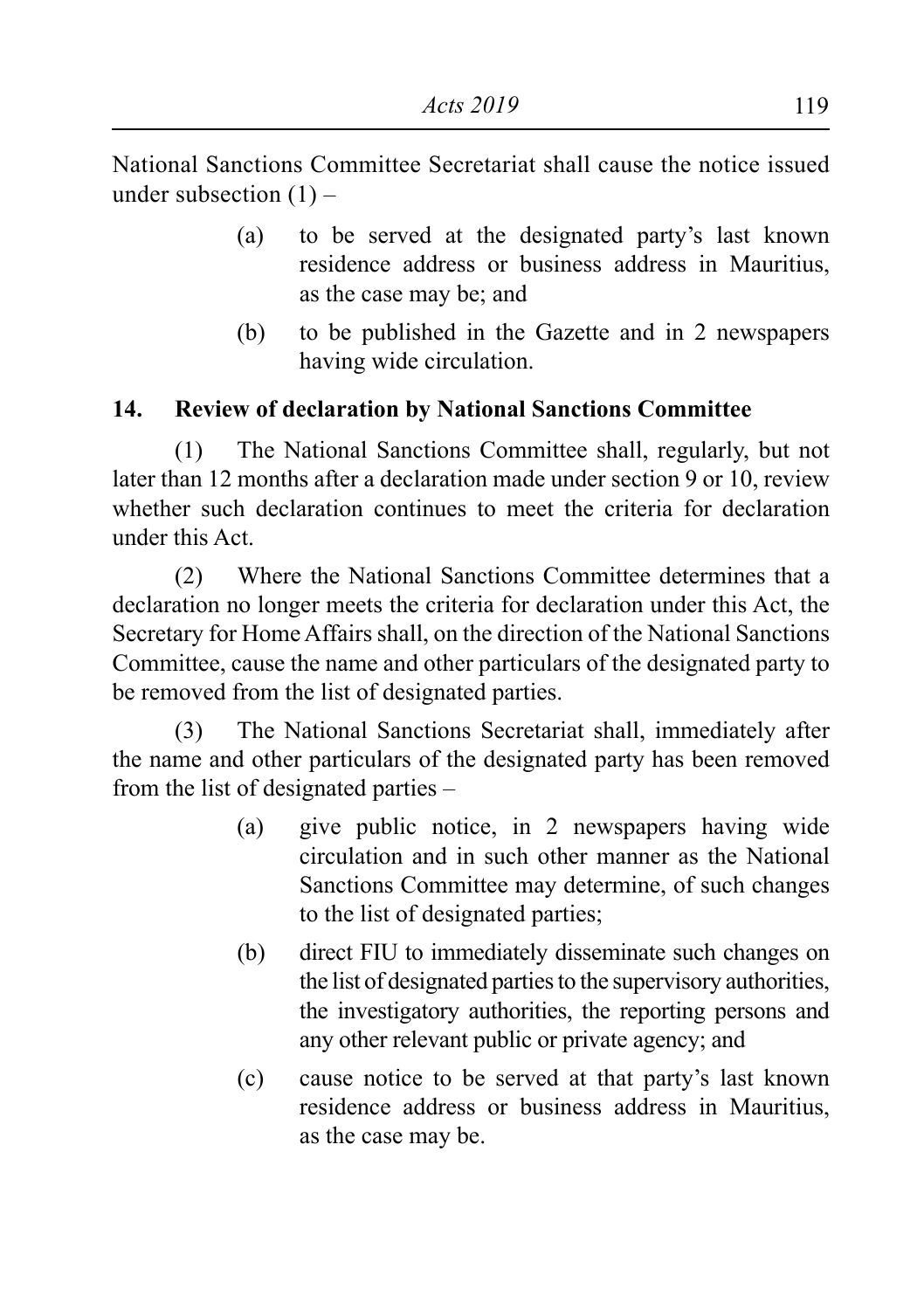National Sanctions Committee Secretariat shall cause the notice issued under subsection (1) –

(a) to be served at the designated party's last known residence address or business address in Mauritius, as the case may be; and

(b) to be published in the Gazette and in 2 newspapers having wide circulation.

**14. Review of declaration by National Sanctions Committee**

(1) The National Sanctions Committee shall, regularly, but not later than 12 months after a declaration made under section 9 or 10, review whether such declaration continues to meet the criteria for declaration under this Act.

(2) Where the National Sanctions Committee determines that a declaration no longer meets the criteria for declaration under this Act, the Secretary for Home Affairs shall, on the direction of the National Sanctions Committee, cause the name and other particulars of the designated party to be removed from the list of designated parties.

(3) The National Sanctions Secretariat shall, immediately after the name and other particulars of the designated party has been removed from the list of designated parties –

(a) give public notice, in 2 newspapers having wide circulation and in such other manner as the National Sanctions Committee may determine, of such changes to the list of designated parties;

(b) direct FIU to immediately disseminate such changes on the list of designated parties to the supervisory authorities, the investigatory authorities, the reporting persons and any other relevant public or private agency; and

(c) cause notice to be served at that party's last known residence address or business address in Mauritius, as the case may be.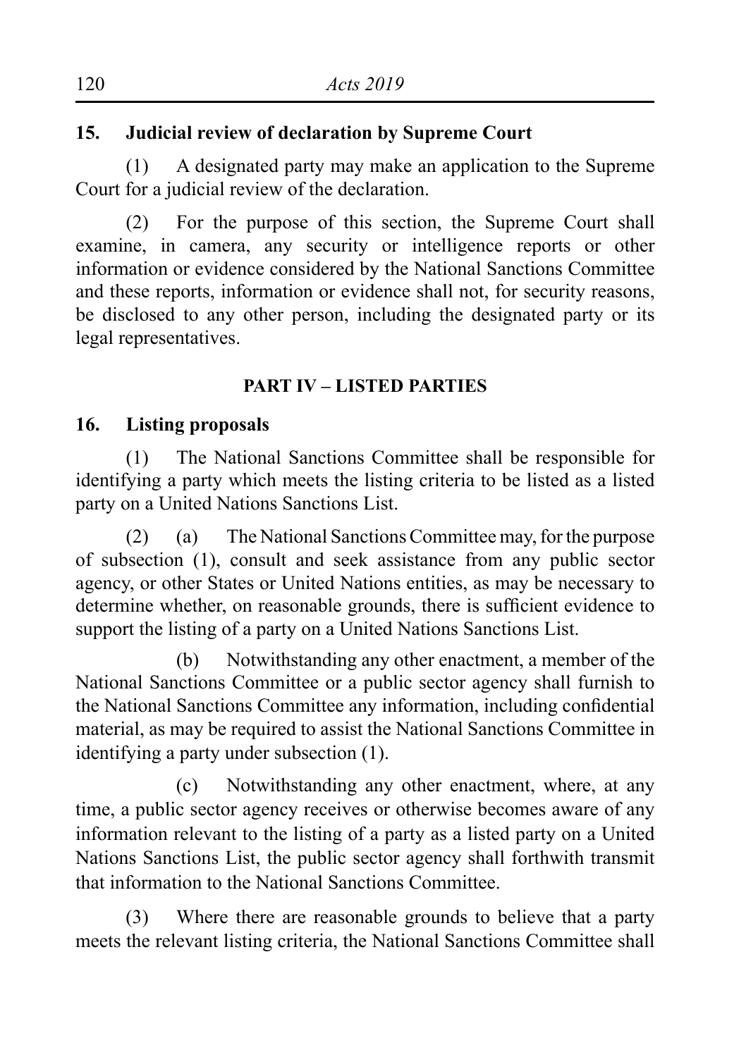**15. Judicial review of declaration by Supreme Court**

(1) A designated party may make an application to the Supreme Court for a judicial review of the declaration.

(2) For the purpose of this section, the Supreme Court shall examine, in camera, any security or intelligence reports or other information or evidence considered by the National Sanctions Committee and these reports, information or evidence shall not, for security reasons, be disclosed to any other person, including the designated party or its legal representatives.

## PART IV – LISTED PARTIES

**16. Listing proposals**

(1) The National Sanctions Committee shall be responsible for identifying a party which meets the listing criteria to be listed as a listed party on a United Nations Sanctions List.

(2) (a) The National Sanctions Committee may, for the purpose of subsection (1), consult and seek assistance from any public sector agency, or other States or United Nations entities, as may be necessary to determine whether, on reasonable grounds, there is sufficient evidence to support the listing of a party on a United Nations Sanctions List.

(b) Notwithstanding any other enactment, a member of the National Sanctions Committee or a public sector agency shall furnish to the National Sanctions Committee any information, including confidential material, as may be required to assist the National Sanctions Committee in identifying a party under subsection (1).

(c) Notwithstanding any other enactment, where, at any time, a public sector agency receives or otherwise becomes aware of any information relevant to the listing of a party as a listed party on a United Nations Sanctions List, the public sector agency shall forthwith transmit that information to the National Sanctions Committee.

(3) Where there are reasonable grounds to believe that a party meets the relevant listing criteria, the National Sanctions Committee shall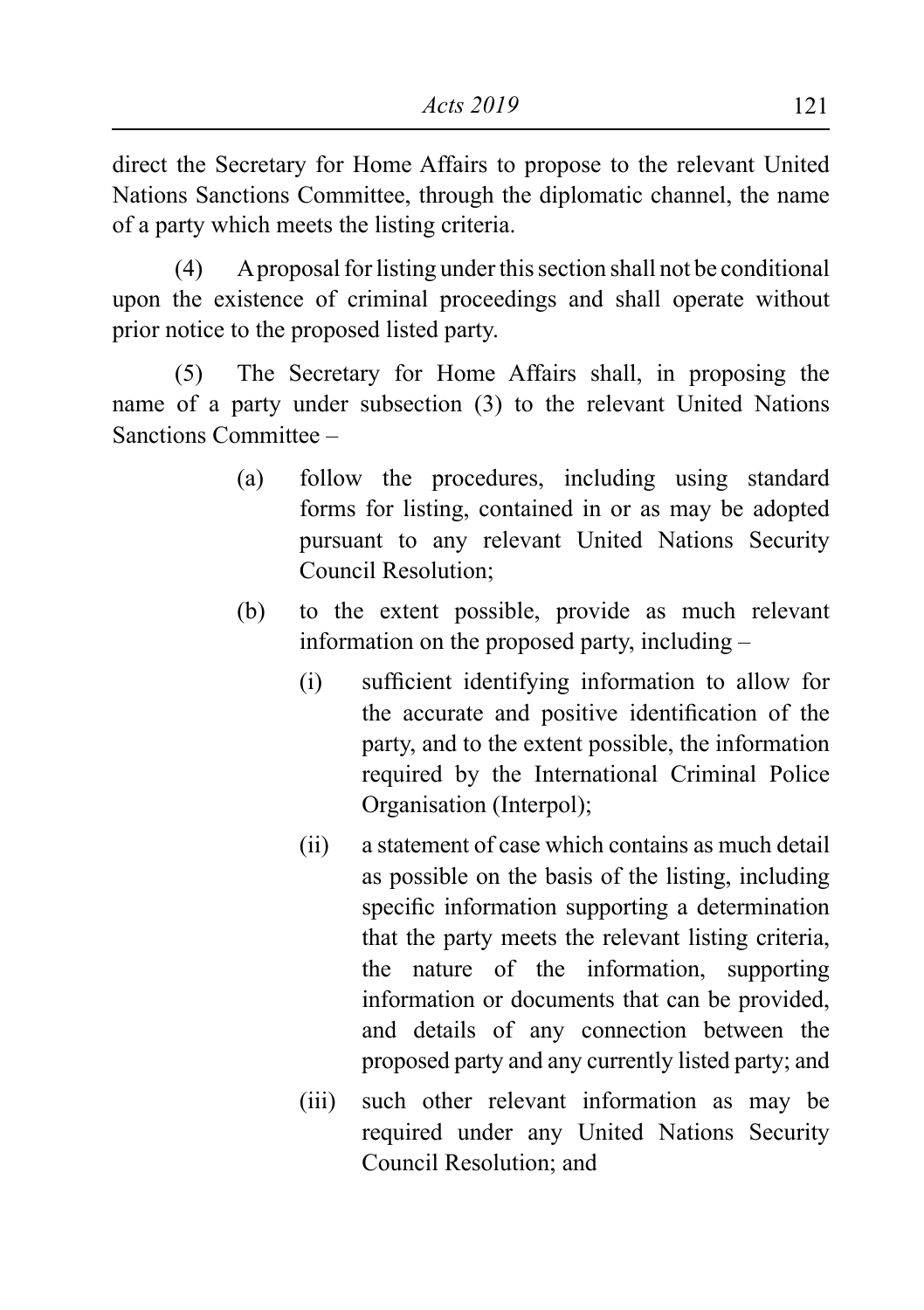direct the Secretary for Home Affairs to propose to the relevant United Nations Sanctions Committee, through the diplomatic channel, the name of a party which meets the listing criteria.

(4) A proposal for listing under this section shall not be conditional upon the existence of criminal proceedings and shall operate without prior notice to the proposed listed party.

(5) The Secretary for Home Affairs shall, in proposing the name of a party under subsection (3) to the relevant United Nations Sanctions Committee –

- (a) follow the procedures, including using standard forms for listing, contained in or as may be adopted pursuant to any relevant United Nations Security Council Resolution;
- (b) to the extent possible, provide as much relevant information on the proposed party, including –
  - (i) sufficient identifying information to allow for the accurate and positive identification of the party, and to the extent possible, the information required by the International Criminal Police Organisation (Interpol);
  - (ii) a statement of case which contains as much detail as possible on the basis of the listing, including specific information supporting a determination that the party meets the relevant listing criteria, the nature of the information, supporting information or documents that can be provided, and details of any connection between the proposed party and any currently listed party; and
  - (iii) such other relevant information as may be required under any United Nations Security Council Resolution; and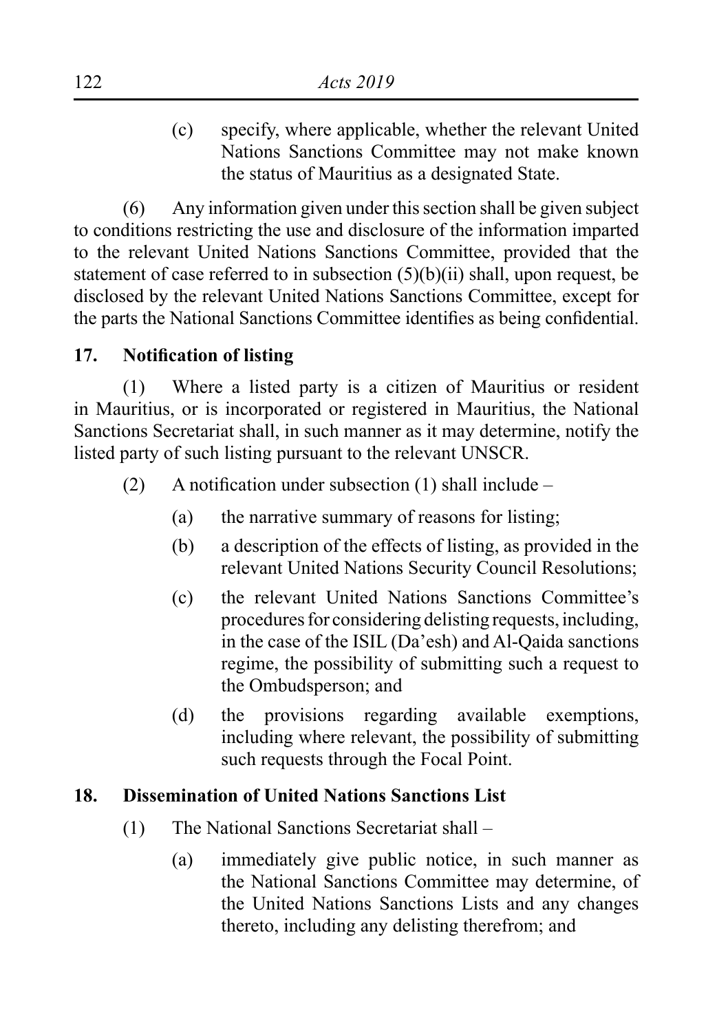(c) specify, where applicable, whether the relevant United Nations Sanctions Committee may not make known the status of Mauritius as a designated State.

(6) Any information given under this section shall be given subject to conditions restricting the use and disclosure of the information imparted to the relevant United Nations Sanctions Committee, provided that the statement of case referred to in subsection (5)(b)(ii) shall, upon request, be disclosed by the relevant United Nations Sanctions Committee, except for the parts the National Sanctions Committee identifies as being confidential.

### 17. Notification of listing

(1) Where a listed party is a citizen of Mauritius or resident in Mauritius, or is incorporated or registered in Mauritius, the National Sanctions Secretariat shall, in such manner as it may determine, notify the listed party of such listing pursuant to the relevant UNSCR.

(2) A notification under subsection (1) shall include –

(a) the narrative summary of reasons for listing;

(b) a description of the effects of listing, as provided in the relevant United Nations Security Council Resolutions;

(c) the relevant United Nations Sanctions Committee's procedures for considering delisting requests, including, in the case of the ISIL (Da'esh) and Al-Qaida sanctions regime, the possibility of submitting such a request to the Ombudsperson; and

(d) the provisions regarding available exemptions, including where relevant, the possibility of submitting such requests through the Focal Point.

### 18. Dissemination of United Nations Sanctions List

(1) The National Sanctions Secretariat shall –

(a) immediately give public notice, in such manner as the National Sanctions Committee may determine, of the United Nations Sanctions Lists and any changes thereto, including any delisting therefrom; and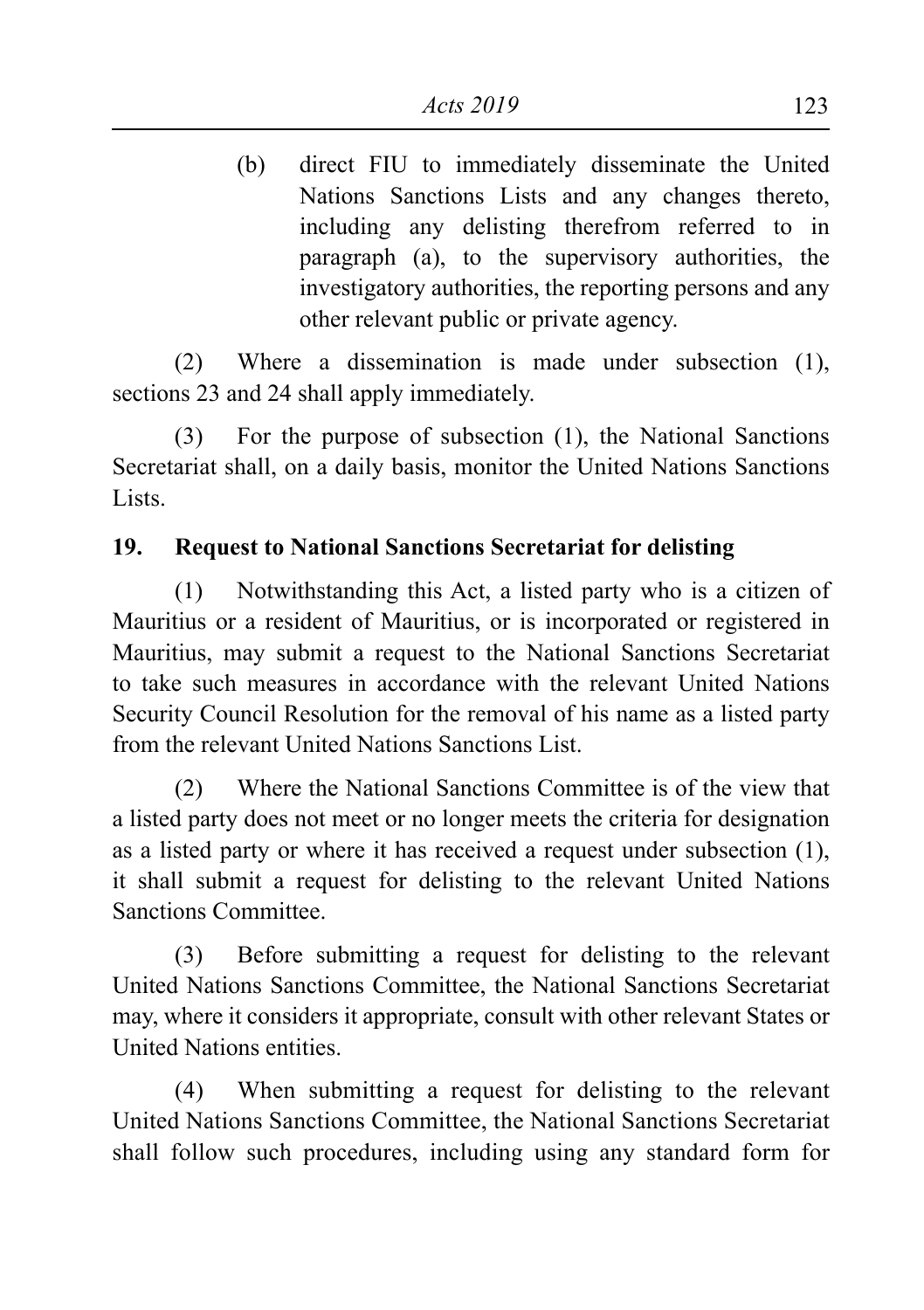(b) direct FIU to immediately disseminate the United Nations Sanctions Lists and any changes thereto, including any delisting therefrom referred to in paragraph (a), to the supervisory authorities, the investigatory authorities, the reporting persons and any other relevant public or private agency.

(2) Where a dissemination is made under subsection (1), sections 23 and 24 shall apply immediately.

(3) For the purpose of subsection (1), the National Sanctions Secretariat shall, on a daily basis, monitor the United Nations Sanctions Lists.

**19. Request to National Sanctions Secretariat for delisting**

(1) Notwithstanding this Act, a listed party who is a citizen of Mauritius or a resident of Mauritius, or is incorporated or registered in Mauritius, may submit a request to the National Sanctions Secretariat to take such measures in accordance with the relevant United Nations Security Council Resolution for the removal of his name as a listed party from the relevant United Nations Sanctions List.

(2) Where the National Sanctions Committee is of the view that a listed party does not meet or no longer meets the criteria for designation as a listed party or where it has received a request under subsection (1), it shall submit a request for delisting to the relevant United Nations Sanctions Committee.

(3) Before submitting a request for delisting to the relevant United Nations Sanctions Committee, the National Sanctions Secretariat may, where it considers it appropriate, consult with other relevant States or United Nations entities.

(4) When submitting a request for delisting to the relevant United Nations Sanctions Committee, the National Sanctions Secretariat shall follow such procedures, including using any standard form for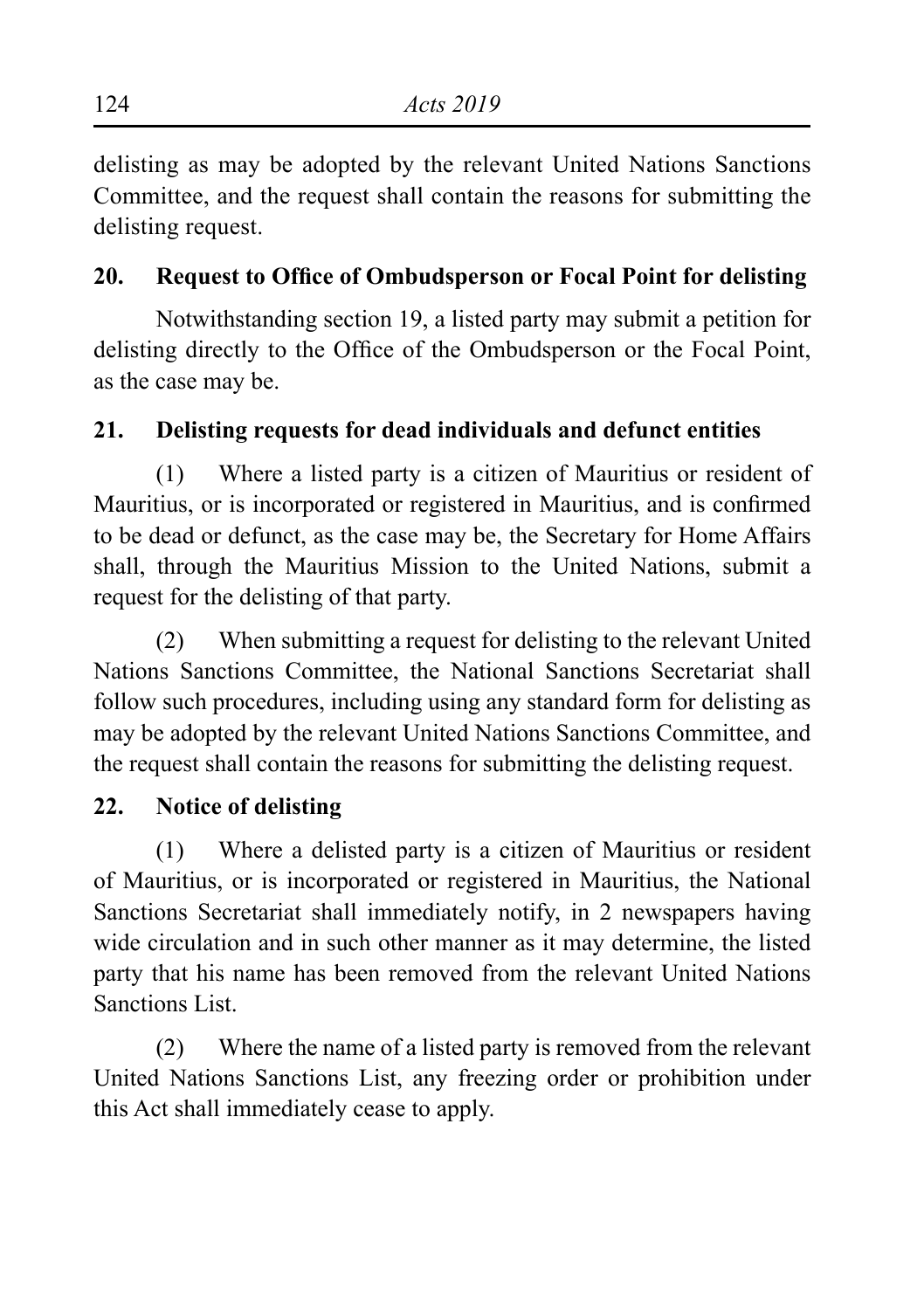delisting as may be adopted by the relevant United Nations Sanctions Committee, and the request shall contain the reasons for submitting the delisting request.

**20. Request to Office of Ombudsperson or Focal Point for delisting**

Notwithstanding section 19, a listed party may submit a petition for delisting directly to the Office of the Ombudsperson or the Focal Point, as the case may be.

**21. Delisting requests for dead individuals and defunct entities**

(1) Where a listed party is a citizen of Mauritius or resident of Mauritius, or is incorporated or registered in Mauritius, and is confirmed to be dead or defunct, as the case may be, the Secretary for Home Affairs shall, through the Mauritius Mission to the United Nations, submit a request for the delisting of that party.

(2) When submitting a request for delisting to the relevant United Nations Sanctions Committee, the National Sanctions Secretariat shall follow such procedures, including using any standard form for delisting as may be adopted by the relevant United Nations Sanctions Committee, and the request shall contain the reasons for submitting the delisting request.

**22. Notice of delisting**

(1) Where a delisted party is a citizen of Mauritius or resident of Mauritius, or is incorporated or registered in Mauritius, the National Sanctions Secretariat shall immediately notify, in 2 newspapers having wide circulation and in such other manner as it may determine, the listed party that his name has been removed from the relevant United Nations Sanctions List.

(2) Where the name of a listed party is removed from the relevant United Nations Sanctions List, any freezing order or prohibition under this Act shall immediately cease to apply.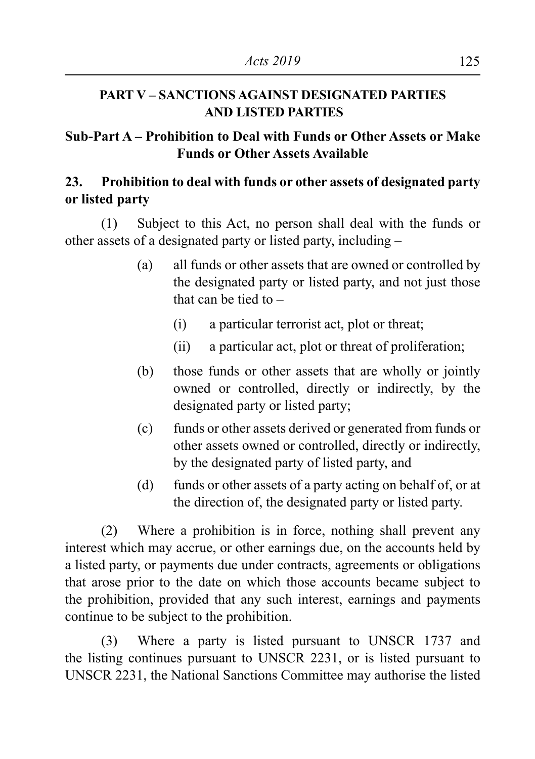## PART V – SANCTIONS AGAINST DESIGNATED PARTIES AND LISTED PARTIES

### Sub-Part A – Prohibition to Deal with Funds or Other Assets or Make Funds or Other Assets Available

**23. Prohibition to deal with funds or other assets of designated party or listed party**

(1) Subject to this Act, no person shall deal with the funds or other assets of a designated party or listed party, including –

(a) all funds or other assets that are owned or controlled by the designated party or listed party, and not just those that can be tied to –

(i) a particular terrorist act, plot or threat;

(ii) a particular act, plot or threat of proliferation;

(b) those funds or other assets that are wholly or jointly owned or controlled, directly or indirectly, by the designated party or listed party;

(c) funds or other assets derived or generated from funds or other assets owned or controlled, directly or indirectly, by the designated party of listed party, and

(d) funds or other assets of a party acting on behalf of, or at the direction of, the designated party or listed party.

(2) Where a prohibition is in force, nothing shall prevent any interest which may accrue, or other earnings due, on the accounts held by a listed party, or payments due under contracts, agreements or obligations that arose prior to the date on which those accounts became subject to the prohibition, provided that any such interest, earnings and payments continue to be subject to the prohibition.

(3) Where a party is listed pursuant to UNSCR 1737 and the listing continues pursuant to UNSCR 2231, or is listed pursuant to UNSCR 2231, the National Sanctions Committee may authorise the listed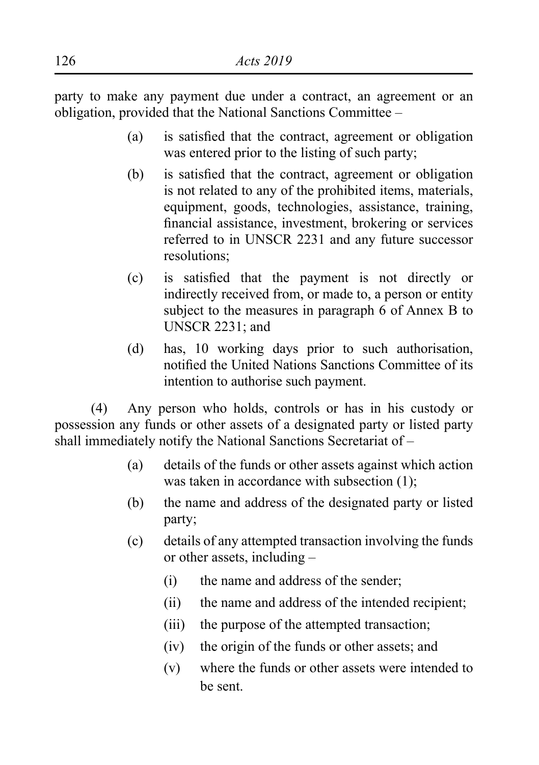party to make any payment due under a contract, an agreement or an obligation, provided that the National Sanctions Committee –

(a) is satisfied that the contract, agreement or obligation was entered prior to the listing of such party;

(b) is satisfied that the contract, agreement or obligation is not related to any of the prohibited items, materials, equipment, goods, technologies, assistance, training, financial assistance, investment, brokering or services referred to in UNSCR 2231 and any future successor resolutions;

(c) is satisfied that the payment is not directly or indirectly received from, or made to, a person or entity subject to the measures in paragraph 6 of Annex B to UNSCR 2231; and

(d) has, 10 working days prior to such authorisation, notified the United Nations Sanctions Committee of its intention to authorise such payment.

(4) Any person who holds, controls or has in his custody or possession any funds or other assets of a designated party or listed party shall immediately notify the National Sanctions Secretariat of –

(a) details of the funds or other assets against which action was taken in accordance with subsection (1);

(b) the name and address of the designated party or listed party;

(c) details of any attempted transaction involving the funds or other assets, including –

(i) the name and address of the sender;

(ii) the name and address of the intended recipient;

(iii) the purpose of the attempted transaction;

(iv) the origin of the funds or other assets; and

(v) where the funds or other assets were intended to be sent.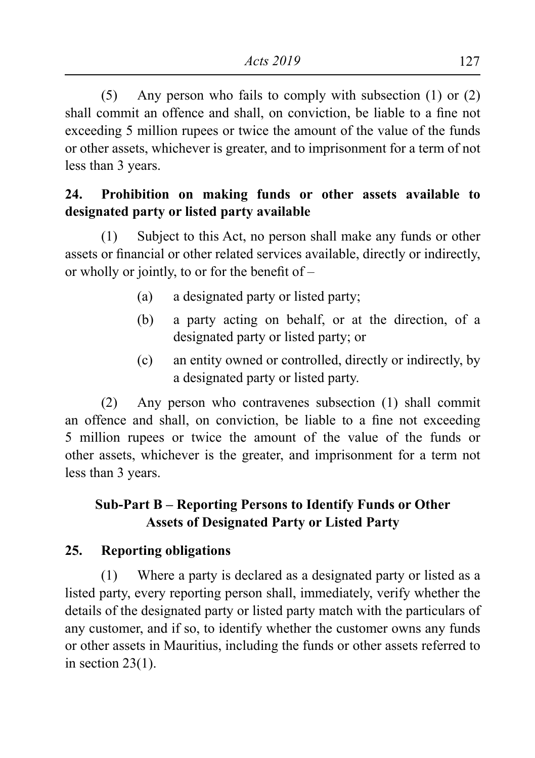(5) Any person who fails to comply with subsection (1) or (2) shall commit an offence and shall, on conviction, be liable to a fine not exceeding 5 million rupees or twice the amount of the value of the funds or other assets, whichever is greater, and to imprisonment for a term of not less than 3 years.

**24. Prohibition on making funds or other assets available to designated party or listed party available**

(1) Subject to this Act, no person shall make any funds or other assets or financial or other related services available, directly or indirectly, or wholly or jointly, to or for the benefit of –

(a) a designated party or listed party;

(b) a party acting on behalf, or at the direction, of a designated party or listed party; or

(c) an entity owned or controlled, directly or indirectly, by a designated party or listed party.

(2) Any person who contravenes subsection (1) shall commit an offence and shall, on conviction, be liable to a fine not exceeding 5 million rupees or twice the amount of the value of the funds or other assets, whichever is the greater, and imprisonment for a term not less than 3 years.

**Sub-Part B – Reporting Persons to Identify Funds or Other Assets of Designated Party or Listed Party**

**25. Reporting obligations**

(1) Where a party is declared as a designated party or listed as a listed party, every reporting person shall, immediately, verify whether the details of the designated party or listed party match with the particulars of any customer, and if so, to identify whether the customer owns any funds or other assets in Mauritius, including the funds or other assets referred to in section 23(1).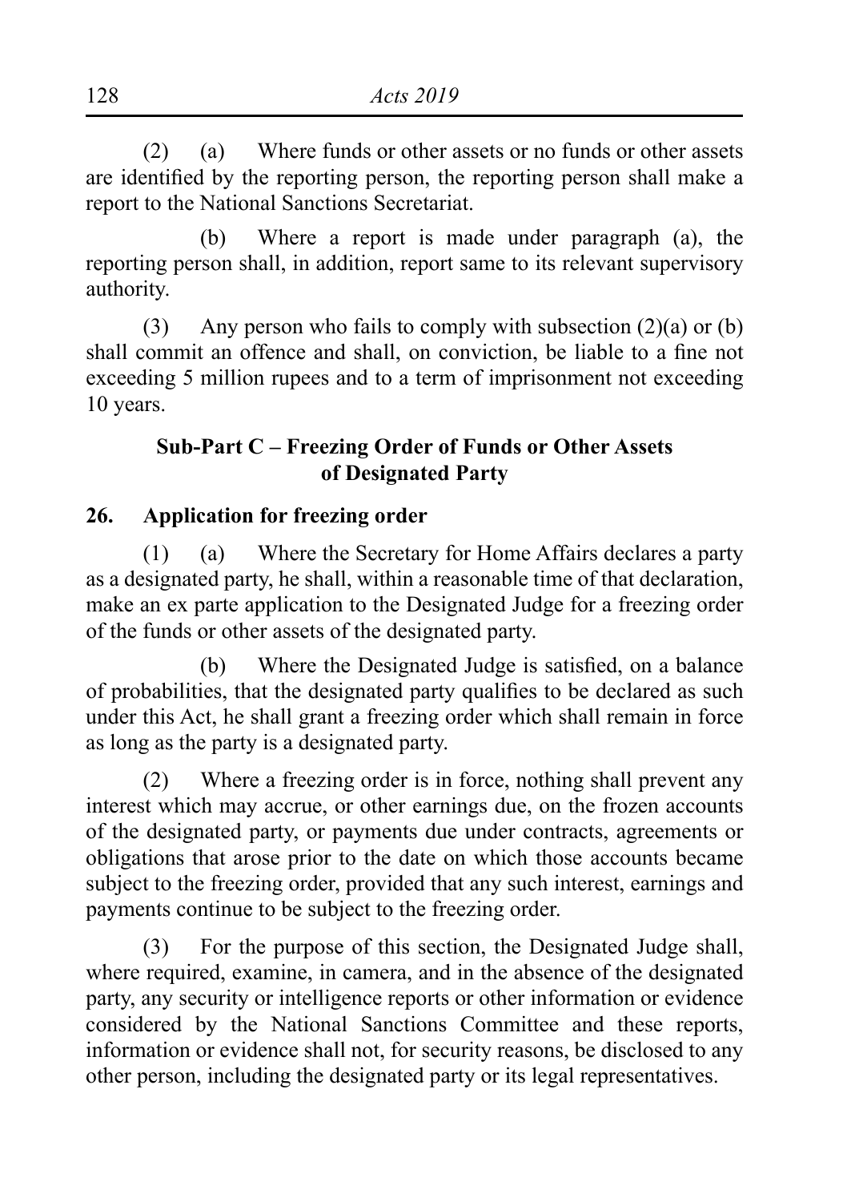(2) (a) Where funds or other assets or no funds or other assets are identified by the reporting person, the reporting person shall make a report to the National Sanctions Secretariat.

(b) Where a report is made under paragraph (a), the reporting person shall, in addition, report same to its relevant supervisory authority.

(3) Any person who fails to comply with subsection (2)(a) or (b) shall commit an offence and shall, on conviction, be liable to a fine not exceeding 5 million rupees and to a term of imprisonment not exceeding 10 years.

## Sub-Part C – Freezing Order of Funds or Other Assets of Designated Party

### 26. Application for freezing order

(1) (a) Where the Secretary for Home Affairs declares a party as a designated party, he shall, within a reasonable time of that declaration, make an ex parte application to the Designated Judge for a freezing order of the funds or other assets of the designated party.

(b) Where the Designated Judge is satisfied, on a balance of probabilities, that the designated party qualifies to be declared as such under this Act, he shall grant a freezing order which shall remain in force as long as the party is a designated party.

(2) Where a freezing order is in force, nothing shall prevent any interest which may accrue, or other earnings due, on the frozen accounts of the designated party, or payments due under contracts, agreements or obligations that arose prior to the date on which those accounts became subject to the freezing order, provided that any such interest, earnings and payments continue to be subject to the freezing order.

(3) For the purpose of this section, the Designated Judge shall, where required, examine, in camera, and in the absence of the designated party, any security or intelligence reports or other information or evidence considered by the National Sanctions Committee and these reports, information or evidence shall not, for security reasons, be disclosed to any other person, including the designated party or its legal representatives.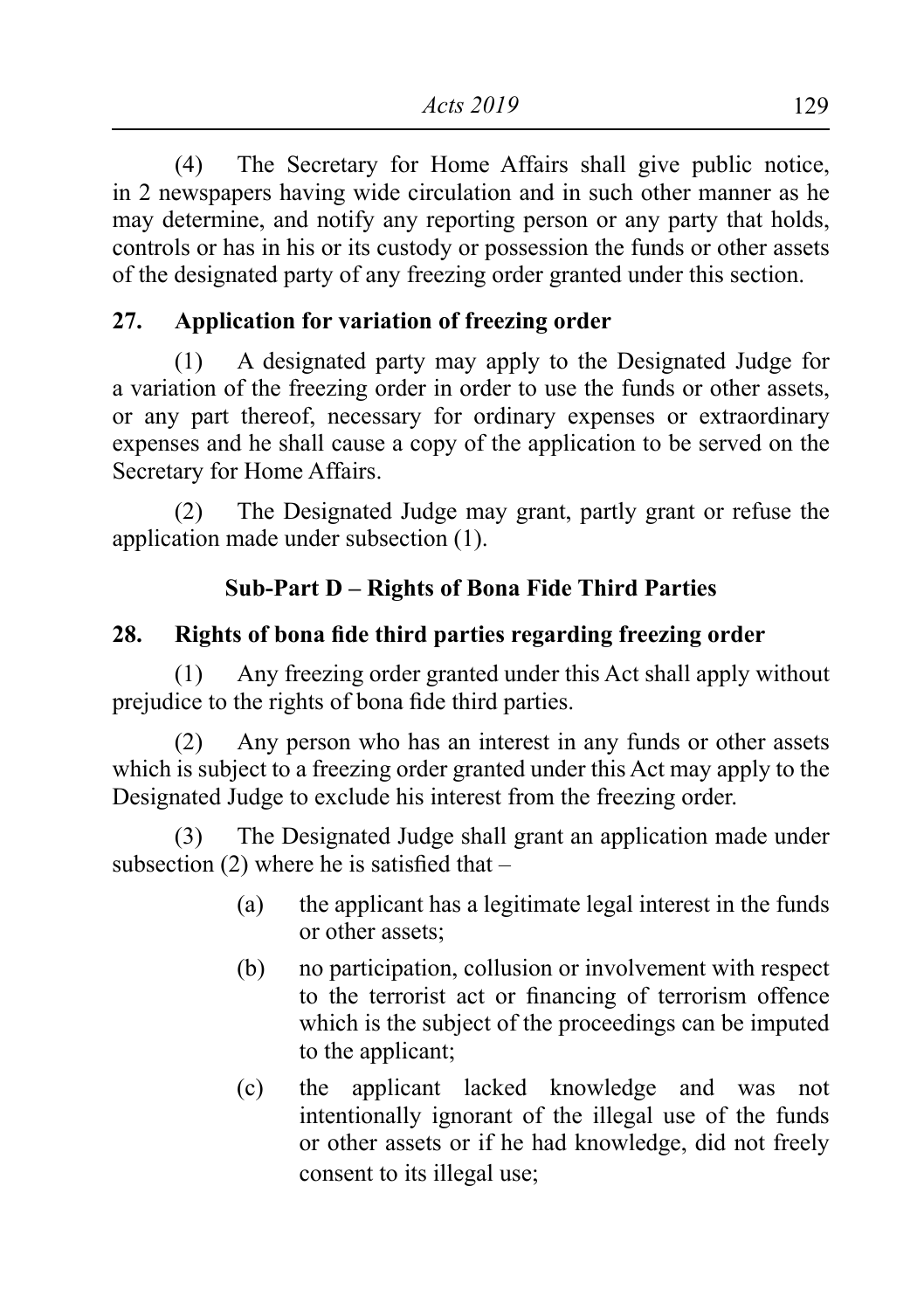(4) The Secretary for Home Affairs shall give public notice, in 2 newspapers having wide circulation and in such other manner as he may determine, and notify any reporting person or any party that holds, controls or has in his or its custody or possession the funds or other assets of the designated party of any freezing order granted under this section.

**27. Application for variation of freezing order**

(1) A designated party may apply to the Designated Judge for a variation of the freezing order in order to use the funds or other assets, or any part thereof, necessary for ordinary expenses or extraordinary expenses and he shall cause a copy of the application to be served on the Secretary for Home Affairs.

(2) The Designated Judge may grant, partly grant or refuse the application made under subsection (1).

**Sub-Part D – Rights of Bona Fide Third Parties**

**28. Rights of bona fide third parties regarding freezing order**

(1) Any freezing order granted under this Act shall apply without prejudice to the rights of bona fide third parties.

(2) Any person who has an interest in any funds or other assets which is subject to a freezing order granted under this Act may apply to the Designated Judge to exclude his interest from the freezing order.

(3) The Designated Judge shall grant an application made under subsection (2) where he is satisfied that –

(a) the applicant has a legitimate legal interest in the funds or other assets;

(b) no participation, collusion or involvement with respect to the terrorist act or financing of terrorism offence which is the subject of the proceedings can be imputed to the applicant;

(c) the applicant lacked knowledge and was not intentionally ignorant of the illegal use of the funds or other assets or if he had knowledge, did not freely consent to its illegal use;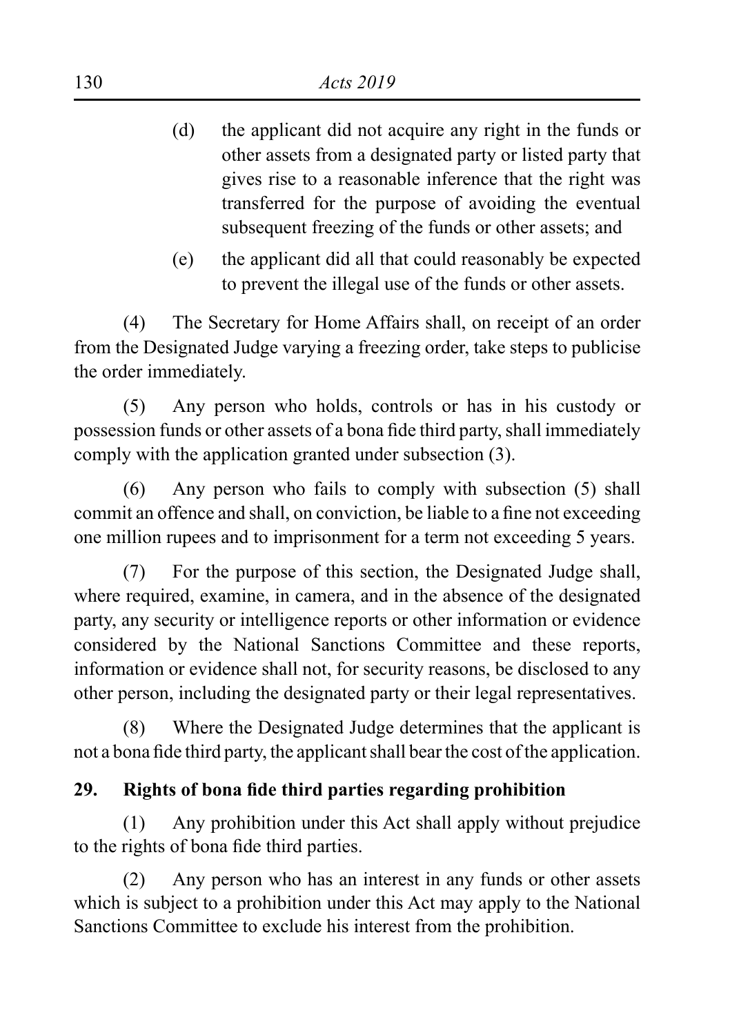(d) the applicant did not acquire any right in the funds or other assets from a designated party or listed party that gives rise to a reasonable inference that the right was transferred for the purpose of avoiding the eventual subsequent freezing of the funds or other assets; and

(e) the applicant did all that could reasonably be expected to prevent the illegal use of the funds or other assets.

(4) The Secretary for Home Affairs shall, on receipt of an order from the Designated Judge varying a freezing order, take steps to publicise the order immediately.

(5) Any person who holds, controls or has in his custody or possession funds or other assets of a bona fide third party, shall immediately comply with the application granted under subsection (3).

(6) Any person who fails to comply with subsection (5) shall commit an offence and shall, on conviction, be liable to a fine not exceeding one million rupees and to imprisonment for a term not exceeding 5 years.

(7) For the purpose of this section, the Designated Judge shall, where required, examine, in camera, and in the absence of the designated party, any security or intelligence reports or other information or evidence considered by the National Sanctions Committee and these reports, information or evidence shall not, for security reasons, be disclosed to any other person, including the designated party or their legal representatives.

(8) Where the Designated Judge determines that the applicant is not a bona fide third party, the applicant shall bear the cost of the application.

**29. Rights of bona fide third parties regarding prohibition**

(1) Any prohibition under this Act shall apply without prejudice to the rights of bona fide third parties.

(2) Any person who has an interest in any funds or other assets which is subject to a prohibition under this Act may apply to the National Sanctions Committee to exclude his interest from the prohibition.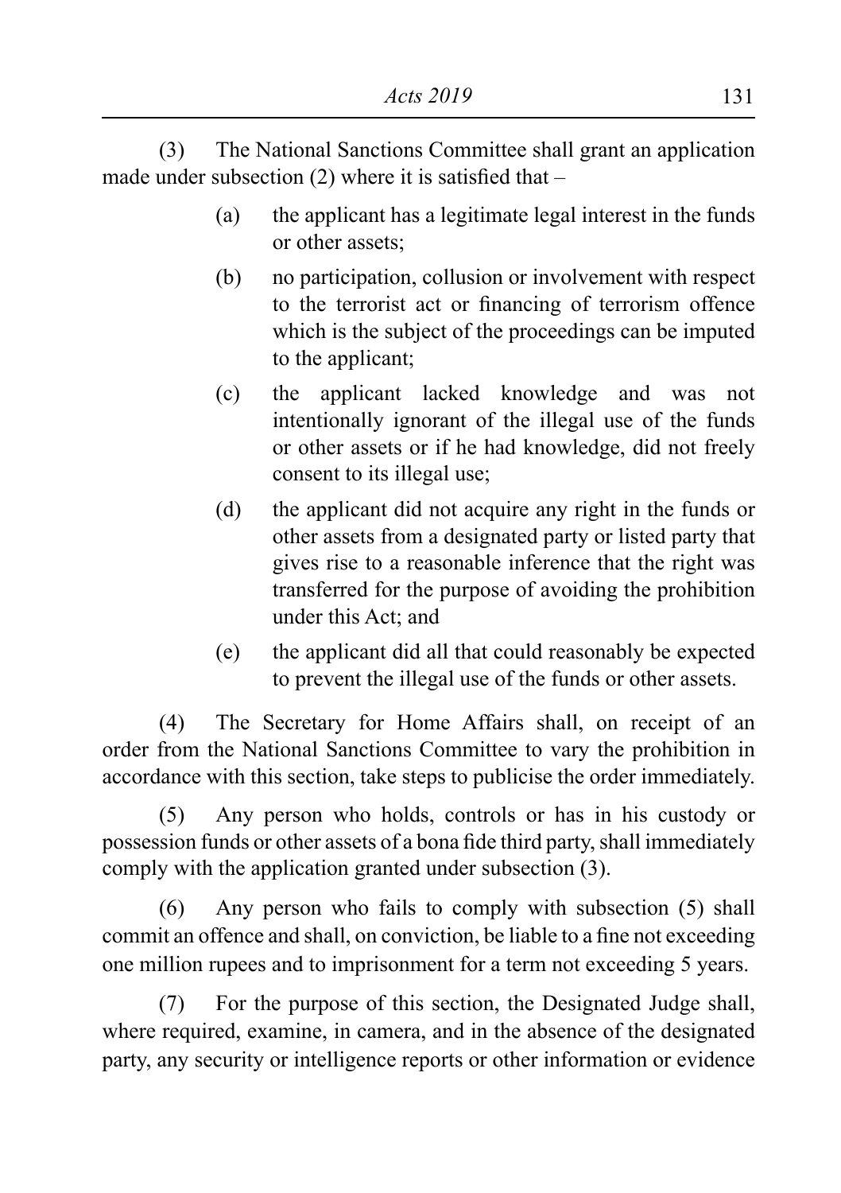(3) The National Sanctions Committee shall grant an application made under subsection (2) where it is satisfied that –

(a) the applicant has a legitimate legal interest in the funds or other assets;

(b) no participation, collusion or involvement with respect to the terrorist act or financing of terrorism offence which is the subject of the proceedings can be imputed to the applicant;

(c) the applicant lacked knowledge and was not intentionally ignorant of the illegal use of the funds or other assets or if he had knowledge, did not freely consent to its illegal use;

(d) the applicant did not acquire any right in the funds or other assets from a designated party or listed party that gives rise to a reasonable inference that the right was transferred for the purpose of avoiding the prohibition under this Act; and

(e) the applicant did all that could reasonably be expected to prevent the illegal use of the funds or other assets.

(4) The Secretary for Home Affairs shall, on receipt of an order from the National Sanctions Committee to vary the prohibition in accordance with this section, take steps to publicise the order immediately.

(5) Any person who holds, controls or has in his custody or possession funds or other assets of a bona fide third party, shall immediately comply with the application granted under subsection (3).

(6) Any person who fails to comply with subsection (5) shall commit an offence and shall, on conviction, be liable to a fine not exceeding one million rupees and to imprisonment for a term not exceeding 5 years.

(7) For the purpose of this section, the Designated Judge shall, where required, examine, in camera, and in the absence of the designated party, any security or intelligence reports or other information or evidence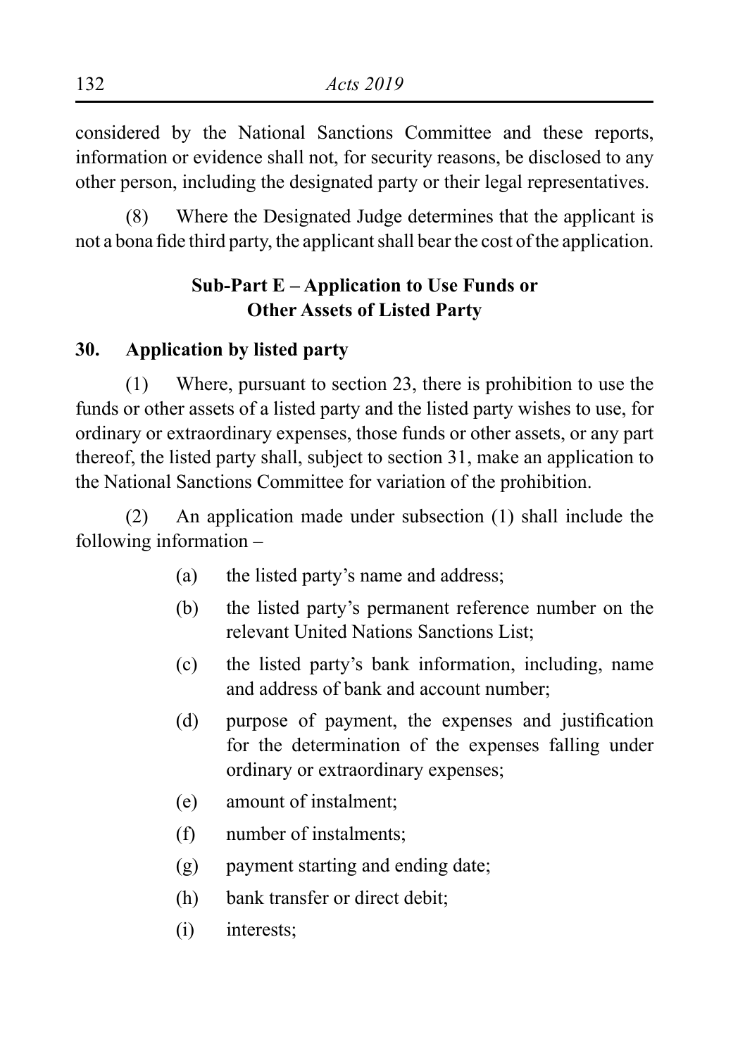considered by the National Sanctions Committee and these reports, information or evidence shall not, for security reasons, be disclosed to any other person, including the designated party or their legal representatives.

(8) Where the Designated Judge determines that the applicant is not a bona fide third party, the applicant shall bear the cost of the application.

### Sub-Part E – Application to Use Funds or Other Assets of Listed Party

**30. Application by listed party**

(1) Where, pursuant to section 23, there is prohibition to use the funds or other assets of a listed party and the listed party wishes to use, for ordinary or extraordinary expenses, those funds or other assets, or any part thereof, the listed party shall, subject to section 31, make an application to the National Sanctions Committee for variation of the prohibition.

(2) An application made under subsection (1) shall include the following information –

- (a) the listed party's name and address;
- (b) the listed party's permanent reference number on the relevant United Nations Sanctions List;
- (c) the listed party's bank information, including, name and address of bank and account number;
- (d) purpose of payment, the expenses and justification for the determination of the expenses falling under ordinary or extraordinary expenses;
- (e) amount of instalment;
- (f) number of instalments;
- (g) payment starting and ending date;
- (h) bank transfer or direct debit;
- (i) interests;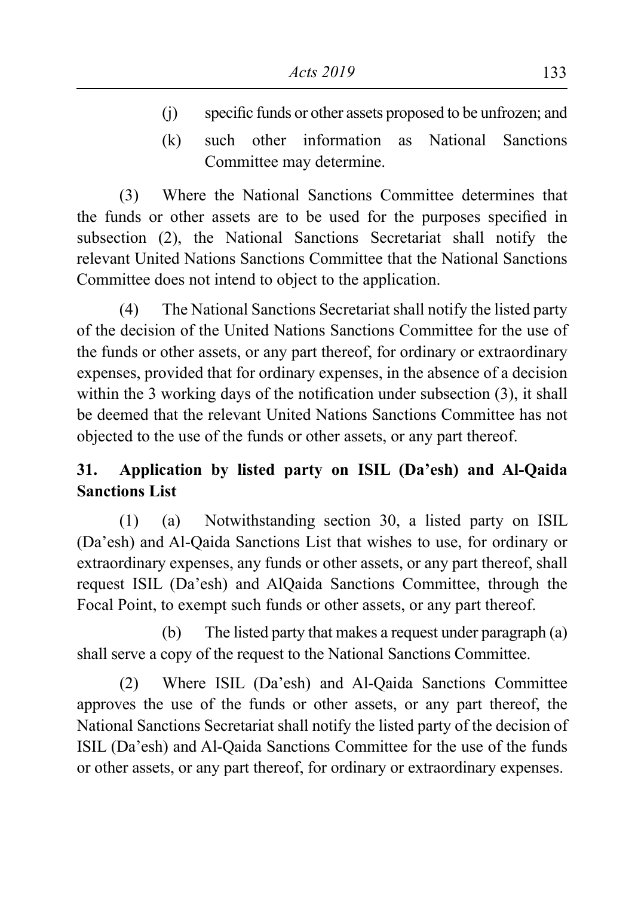(j) specific funds or other assets proposed to be unfrozen; and

(k) such other information as National Sanctions Committee may determine.

(3) Where the National Sanctions Committee determines that the funds or other assets are to be used for the purposes specified in subsection (2), the National Sanctions Secretariat shall notify the relevant United Nations Sanctions Committee that the National Sanctions Committee does not intend to object to the application.

(4) The National Sanctions Secretariat shall notify the listed party of the decision of the United Nations Sanctions Committee for the use of the funds or other assets, or any part thereof, for ordinary or extraordinary expenses, provided that for ordinary expenses, in the absence of a decision within the 3 working days of the notification under subsection (3), it shall be deemed that the relevant United Nations Sanctions Committee has not objected to the use of the funds or other assets, or any part thereof.

**31. Application by listed party on ISIL (Da'esh) and Al-Qaida Sanctions List**

(1) (a) Notwithstanding section 30, a listed party on ISIL (Da'esh) and Al-Qaida Sanctions List that wishes to use, for ordinary or extraordinary expenses, any funds or other assets, or any part thereof, shall request ISIL (Da'esh) and AlQaida Sanctions Committee, through the Focal Point, to exempt such funds or other assets, or any part thereof.

(b) The listed party that makes a request under paragraph (a) shall serve a copy of the request to the National Sanctions Committee.

(2) Where ISIL (Da'esh) and Al-Qaida Sanctions Committee approves the use of the funds or other assets, or any part thereof, the National Sanctions Secretariat shall notify the listed party of the decision of ISIL (Da'esh) and Al-Qaida Sanctions Committee for the use of the funds or other assets, or any part thereof, for ordinary or extraordinary expenses.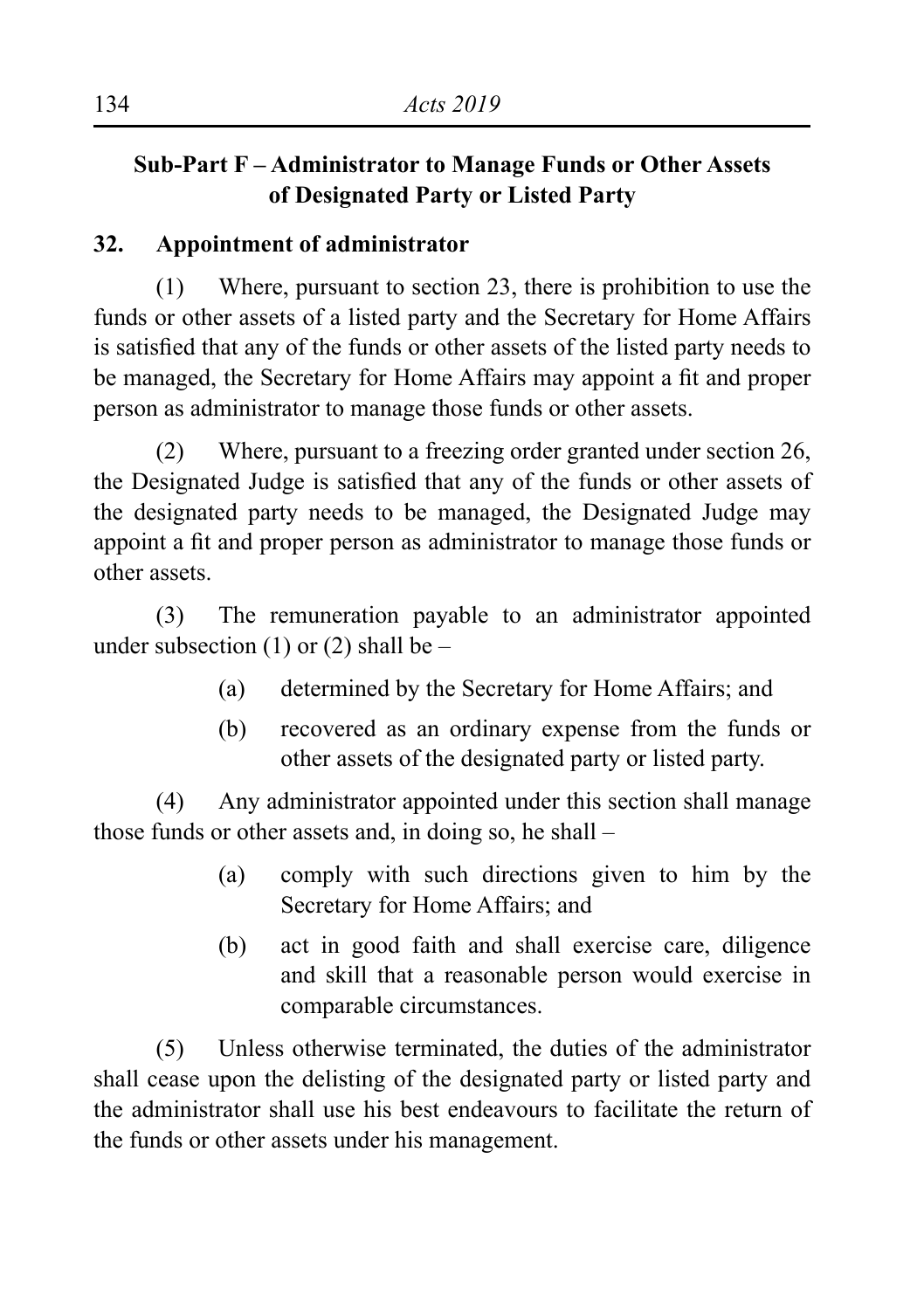## Sub-Part F – Administrator to Manage Funds or Other Assets of Designated Party or Listed Party

### 32. Appointment of administrator

(1) Where, pursuant to section 23, there is prohibition to use the funds or other assets of a listed party and the Secretary for Home Affairs is satisfied that any of the funds or other assets of the listed party needs to be managed, the Secretary for Home Affairs may appoint a fit and proper person as administrator to manage those funds or other assets.

(2) Where, pursuant to a freezing order granted under section 26, the Designated Judge is satisfied that any of the funds or other assets of the designated party needs to be managed, the Designated Judge may appoint a fit and proper person as administrator to manage those funds or other assets.

(3) The remuneration payable to an administrator appointed under subsection (1) or (2) shall be –

- (a) determined by the Secretary for Home Affairs; and
- (b) recovered as an ordinary expense from the funds or other assets of the designated party or listed party.

(4) Any administrator appointed under this section shall manage those funds or other assets and, in doing so, he shall –

- (a) comply with such directions given to him by the Secretary for Home Affairs; and
- (b) act in good faith and shall exercise care, diligence and skill that a reasonable person would exercise in comparable circumstances.

(5) Unless otherwise terminated, the duties of the administrator shall cease upon the delisting of the designated party or listed party and the administrator shall use his best endeavours to facilitate the return of the funds or other assets under his management.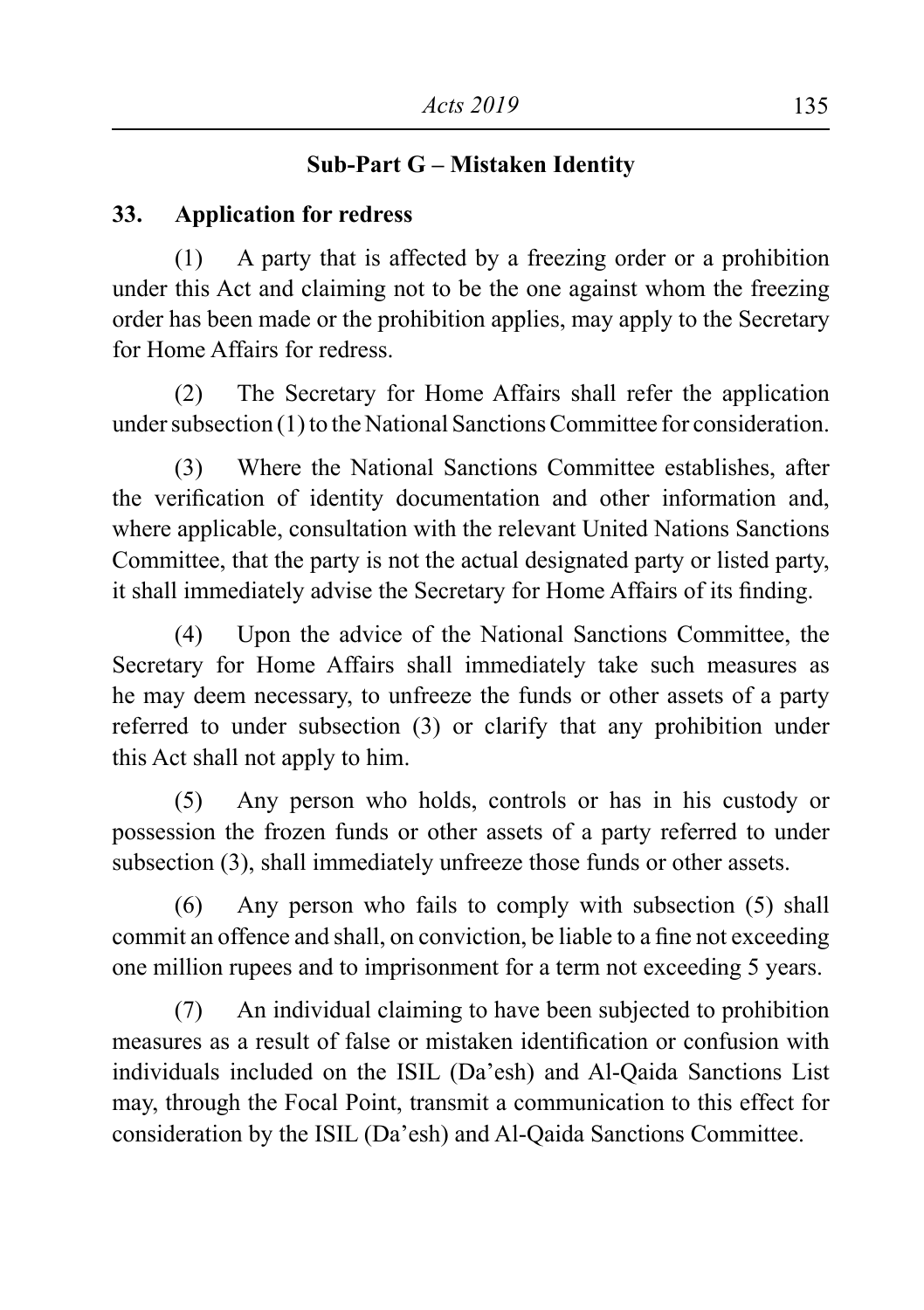## Sub-Part G – Mistaken Identity

**33. Application for redress**

(1) A party that is affected by a freezing order or a prohibition under this Act and claiming not to be the one against whom the freezing order has been made or the prohibition applies, may apply to the Secretary for Home Affairs for redress.

(2) The Secretary for Home Affairs shall refer the application under subsection (1) to the National Sanctions Committee for consideration.

(3) Where the National Sanctions Committee establishes, after the verification of identity documentation and other information and, where applicable, consultation with the relevant United Nations Sanctions Committee, that the party is not the actual designated party or listed party, it shall immediately advise the Secretary for Home Affairs of its finding.

(4) Upon the advice of the National Sanctions Committee, the Secretary for Home Affairs shall immediately take such measures as he may deem necessary, to unfreeze the funds or other assets of a party referred to under subsection (3) or clarify that any prohibition under this Act shall not apply to him.

(5) Any person who holds, controls or has in his custody or possession the frozen funds or other assets of a party referred to under subsection (3), shall immediately unfreeze those funds or other assets.

(6) Any person who fails to comply with subsection (5) shall commit an offence and shall, on conviction, be liable to a fine not exceeding one million rupees and to imprisonment for a term not exceeding 5 years.

(7) An individual claiming to have been subjected to prohibition measures as a result of false or mistaken identification or confusion with individuals included on the ISIL (Da'esh) and Al-Qaida Sanctions List may, through the Focal Point, transmit a communication to this effect for consideration by the ISIL (Da'esh) and Al-Qaida Sanctions Committee.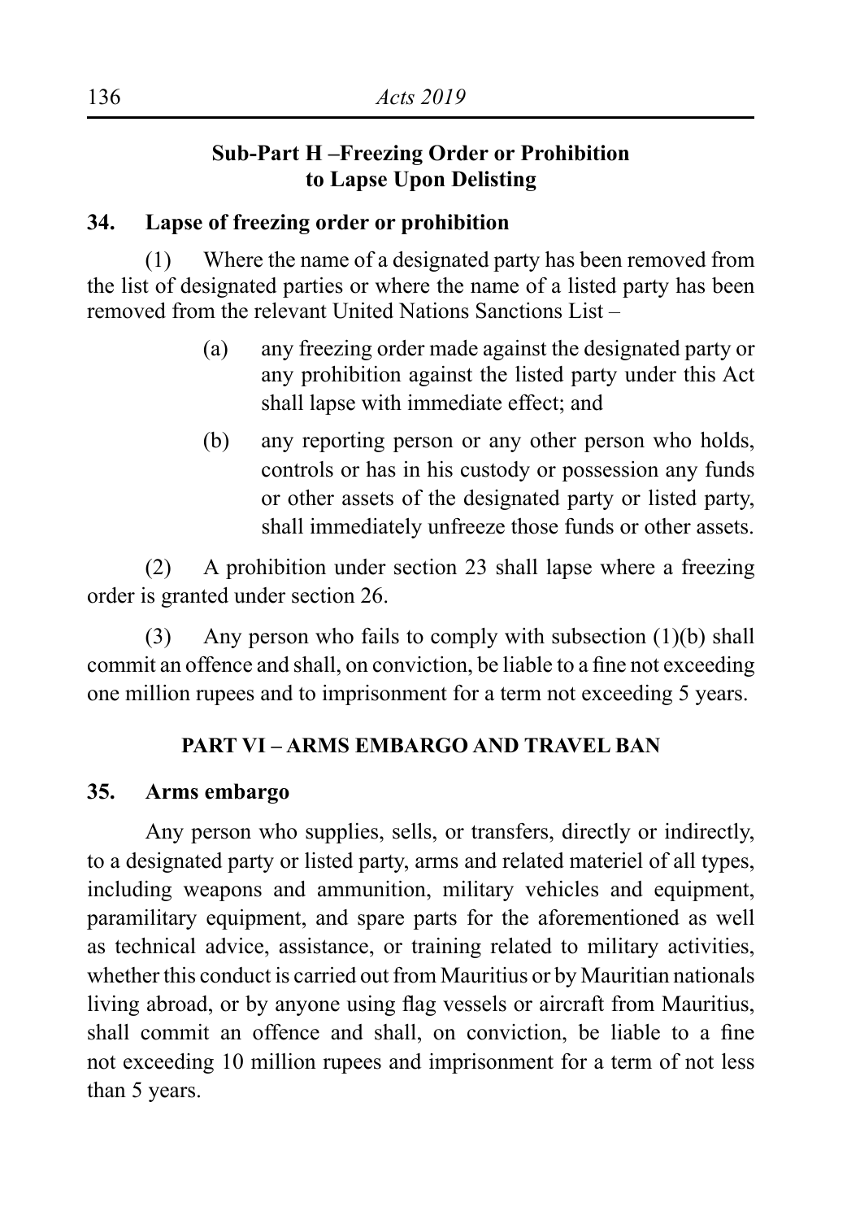## Sub-Part H –Freezing Order or Prohibition to Lapse Upon Delisting

### 34. Lapse of freezing order or prohibition

(1) Where the name of a designated party has been removed from the list of designated parties or where the name of a listed party has been removed from the relevant United Nations Sanctions List –

(a) any freezing order made against the designated party or any prohibition against the listed party under this Act shall lapse with immediate effect; and

(b) any reporting person or any other person who holds, controls or has in his custody or possession any funds or other assets of the designated party or listed party, shall immediately unfreeze those funds or other assets.

(2) A prohibition under section 23 shall lapse where a freezing order is granted under section 26.

(3) Any person who fails to comply with subsection (1)(b) shall commit an offence and shall, on conviction, be liable to a fine not exceeding one million rupees and to imprisonment for a term not exceeding 5 years.

## PART VI – ARMS EMBARGO AND TRAVEL BAN

### 35. Arms embargo

Any person who supplies, sells, or transfers, directly or indirectly, to a designated party or listed party, arms and related materiel of all types, including weapons and ammunition, military vehicles and equipment, paramilitary equipment, and spare parts for the aforementioned as well as technical advice, assistance, or training related to military activities, whether this conduct is carried out from Mauritius or by Mauritian nationals living abroad, or by anyone using flag vessels or aircraft from Mauritius, shall commit an offence and shall, on conviction, be liable to a fine not exceeding 10 million rupees and imprisonment for a term of not less than 5 years.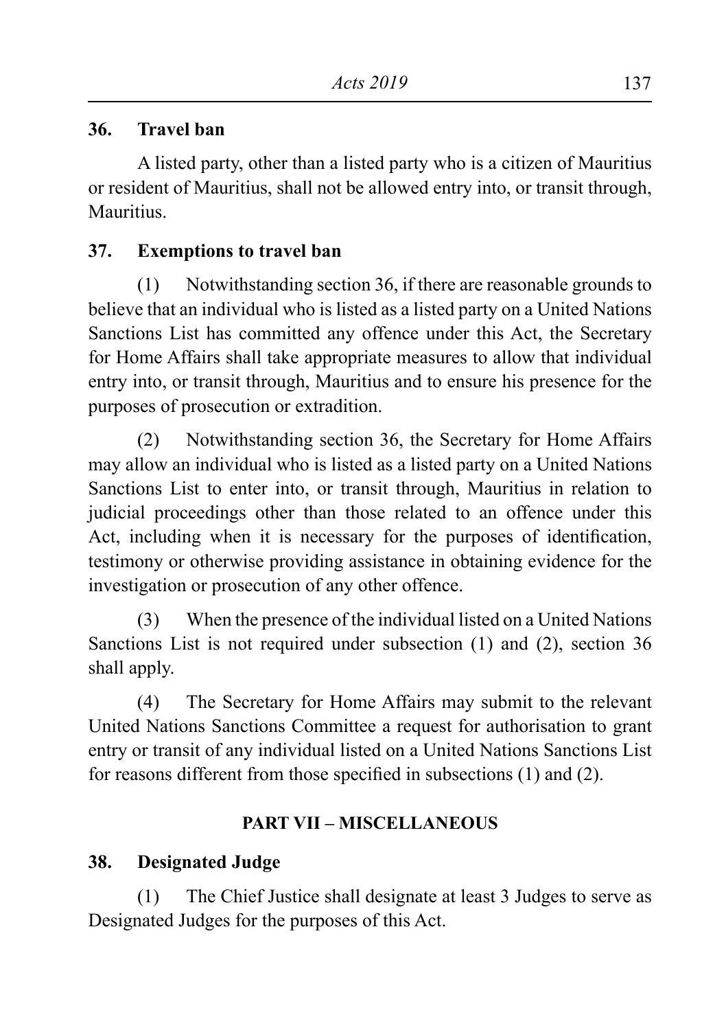### 36. Travel ban

A listed party, other than a listed party who is a citizen of Mauritius or resident of Mauritius, shall not be allowed entry into, or transit through, Mauritius.

### 37. Exemptions to travel ban

(1) Notwithstanding section 36, if there are reasonable grounds to believe that an individual who is listed as a listed party on a United Nations Sanctions List has committed any offence under this Act, the Secretary for Home Affairs shall take appropriate measures to allow that individual entry into, or transit through, Mauritius and to ensure his presence for the purposes of prosecution or extradition.

(2) Notwithstanding section 36, the Secretary for Home Affairs may allow an individual who is listed as a listed party on a United Nations Sanctions List to enter into, or transit through, Mauritius in relation to judicial proceedings other than those related to an offence under this Act, including when it is necessary for the purposes of identification, testimony or otherwise providing assistance in obtaining evidence for the investigation or prosecution of any other offence.

(3) When the presence of the individual listed on a United Nations Sanctions List is not required under subsection (1) and (2), section 36 shall apply.

(4) The Secretary for Home Affairs may submit to the relevant United Nations Sanctions Committee a request for authorisation to grant entry or transit of any individual listed on a United Nations Sanctions List for reasons different from those specified in subsections (1) and (2).

## PART VII – MISCELLANEOUS

### 38. Designated Judge

(1) The Chief Justice shall designate at least 3 Judges to serve as Designated Judges for the purposes of this Act.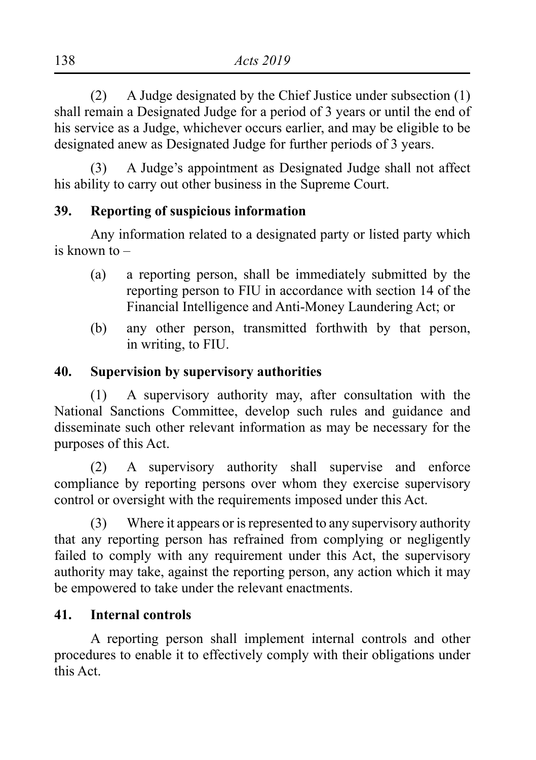(2) A Judge designated by the Chief Justice under subsection (1) shall remain a Designated Judge for a period of 3 years or until the end of his service as a Judge, whichever occurs earlier, and may be eligible to be designated anew as Designated Judge for further periods of 3 years.

(3) A Judge's appointment as Designated Judge shall not affect his ability to carry out other business in the Supreme Court.

**39. Reporting of suspicious information**

Any information related to a designated party or listed party which is known to –

(a) a reporting person, shall be immediately submitted by the reporting person to FIU in accordance with section 14 of the Financial Intelligence and Anti-Money Laundering Act; or

(b) any other person, transmitted forthwith by that person, in writing, to FIU.

**40. Supervision by supervisory authorities**

(1) A supervisory authority may, after consultation with the National Sanctions Committee, develop such rules and guidance and disseminate such other relevant information as may be necessary for the purposes of this Act.

(2) A supervisory authority shall supervise and enforce compliance by reporting persons over whom they exercise supervisory control or oversight with the requirements imposed under this Act.

(3) Where it appears or is represented to any supervisory authority that any reporting person has refrained from complying or negligently failed to comply with any requirement under this Act, the supervisory authority may take, against the reporting person, any action which it may be empowered to take under the relevant enactments.

**41. Internal controls**

A reporting person shall implement internal controls and other procedures to enable it to effectively comply with their obligations under this Act.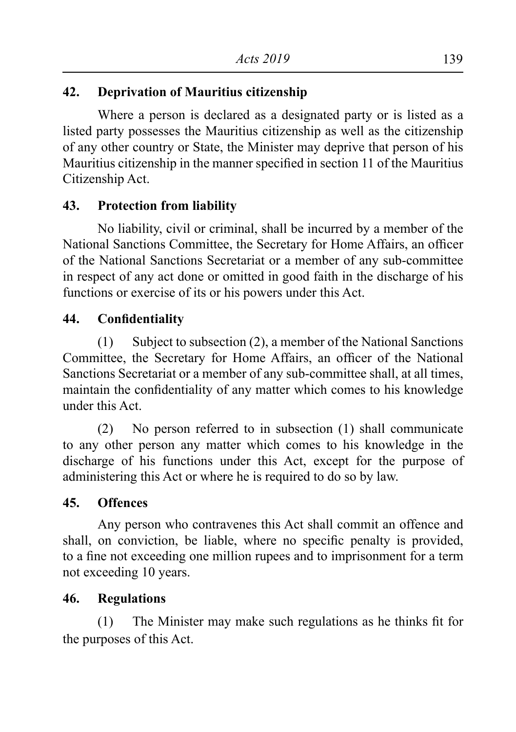## 42. Deprivation of Mauritius citizenship

Where a person is declared as a designated party or is listed as a listed party possesses the Mauritius citizenship as well as the citizenship of any other country or State, the Minister may deprive that person of his Mauritius citizenship in the manner specified in section 11 of the Mauritius Citizenship Act.

## 43. Protection from liability

No liability, civil or criminal, shall be incurred by a member of the National Sanctions Committee, the Secretary for Home Affairs, an officer of the National Sanctions Secretariat or a member of any sub-committee in respect of any act done or omitted in good faith in the discharge of his functions or exercise of its or his powers under this Act.

## 44. Confidentiality

(1) Subject to subsection (2), a member of the National Sanctions Committee, the Secretary for Home Affairs, an officer of the National Sanctions Secretariat or a member of any sub-committee shall, at all times, maintain the confidentiality of any matter which comes to his knowledge under this Act.

(2) No person referred to in subsection (1) shall communicate to any other person any matter which comes to his knowledge in the discharge of his functions under this Act, except for the purpose of administering this Act or where he is required to do so by law.

## 45. Offences

Any person who contravenes this Act shall commit an offence and shall, on conviction, be liable, where no specific penalty is provided, to a fine not exceeding one million rupees and to imprisonment for a term not exceeding 10 years.

## 46. Regulations

(1) The Minister may make such regulations as he thinks fit for the purposes of this Act.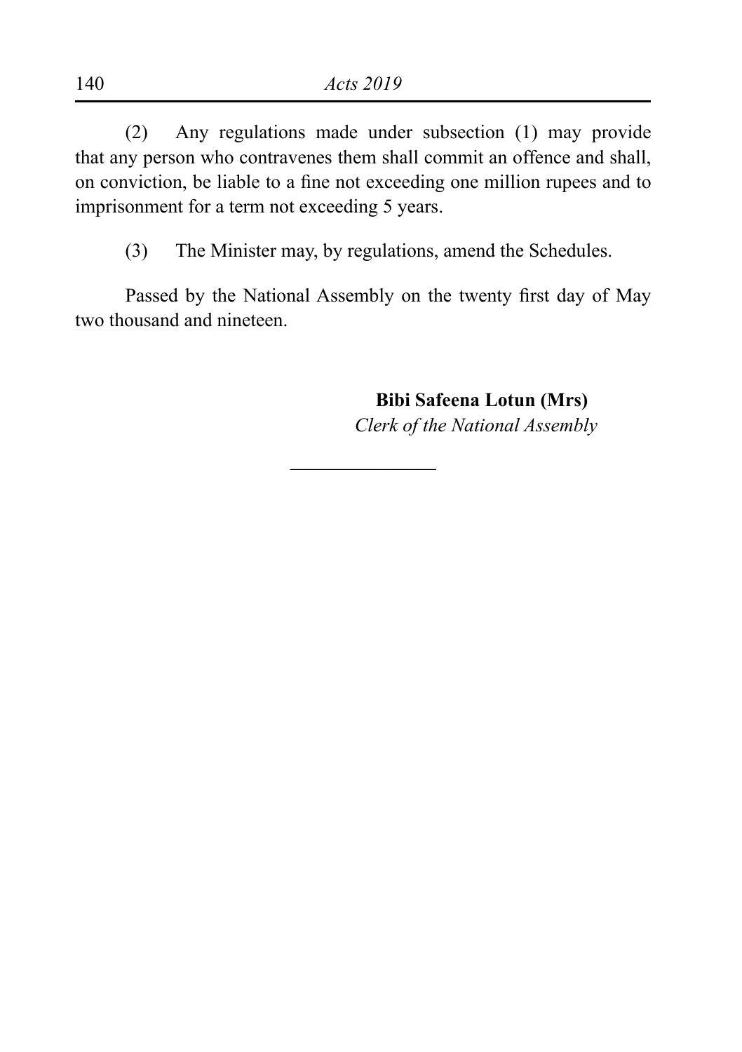(2) Any regulations made under subsection (1) may provide that any person who contravenes them shall commit an offence and shall, on conviction, be liable to a fine not exceeding one million rupees and to imprisonment for a term not exceeding 5 years.

(3) The Minister may, by regulations, amend the Schedules.

Passed by the National Assembly on the twenty first day of May two thousand and nineteen.

**Bibi Safeena Lotun (Mrs)**
*Clerk of the National Assembly*

---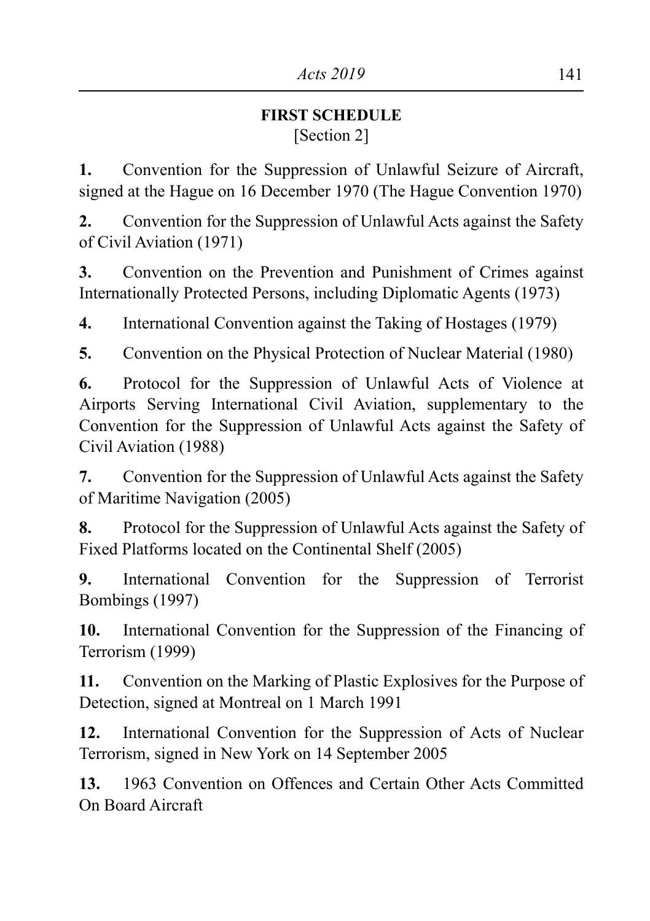## FIRST SCHEDULE

[Section 2]

**1.** Convention for the Suppression of Unlawful Seizure of Aircraft, signed at the Hague on 16 December 1970 (The Hague Convention 1970)

**2.** Convention for the Suppression of Unlawful Acts against the Safety of Civil Aviation (1971)

**3.** Convention on the Prevention and Punishment of Crimes against Internationally Protected Persons, including Diplomatic Agents (1973)

**4.** International Convention against the Taking of Hostages (1979)

**5.** Convention on the Physical Protection of Nuclear Material (1980)

**6.** Protocol for the Suppression of Unlawful Acts of Violence at Airports Serving International Civil Aviation, supplementary to the Convention for the Suppression of Unlawful Acts against the Safety of Civil Aviation (1988)

**7.** Convention for the Suppression of Unlawful Acts against the Safety of Maritime Navigation (2005)

**8.** Protocol for the Suppression of Unlawful Acts against the Safety of Fixed Platforms located on the Continental Shelf (2005)

**9.** International Convention for the Suppression of Terrorist Bombings (1997)

**10.** International Convention for the Suppression of the Financing of Terrorism (1999)

**11.** Convention on the Marking of Plastic Explosives for the Purpose of Detection, signed at Montreal on 1 March 1991

**12.** International Convention for the Suppression of Acts of Nuclear Terrorism, signed in New York on 14 September 2005

**13.** 1963 Convention on Offences and Certain Other Acts Committed On Board Aircraft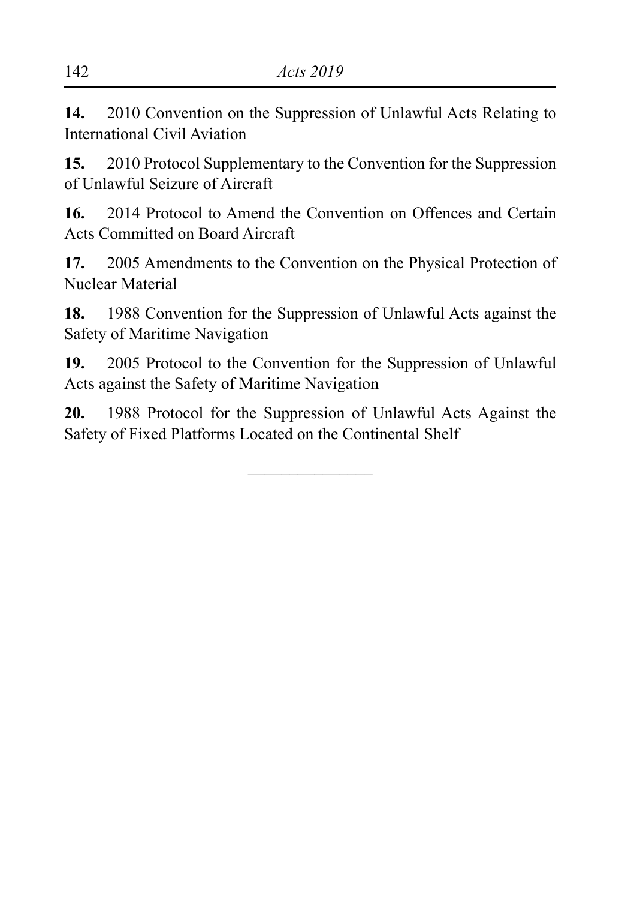**14.** 2010 Convention on the Suppression of Unlawful Acts Relating to International Civil Aviation

**15.** 2010 Protocol Supplementary to the Convention for the Suppression of Unlawful Seizure of Aircraft

**16.** 2014 Protocol to Amend the Convention on Offences and Certain Acts Committed on Board Aircraft

**17.** 2005 Amendments to the Convention on the Physical Protection of Nuclear Material

**18.** 1988 Convention for the Suppression of Unlawful Acts against the Safety of Maritime Navigation

**19.** 2005 Protocol to the Convention for the Suppression of Unlawful Acts against the Safety of Maritime Navigation

**20.** 1988 Protocol for the Suppression of Unlawful Acts Against the Safety of Fixed Platforms Located on the Continental Shelf

---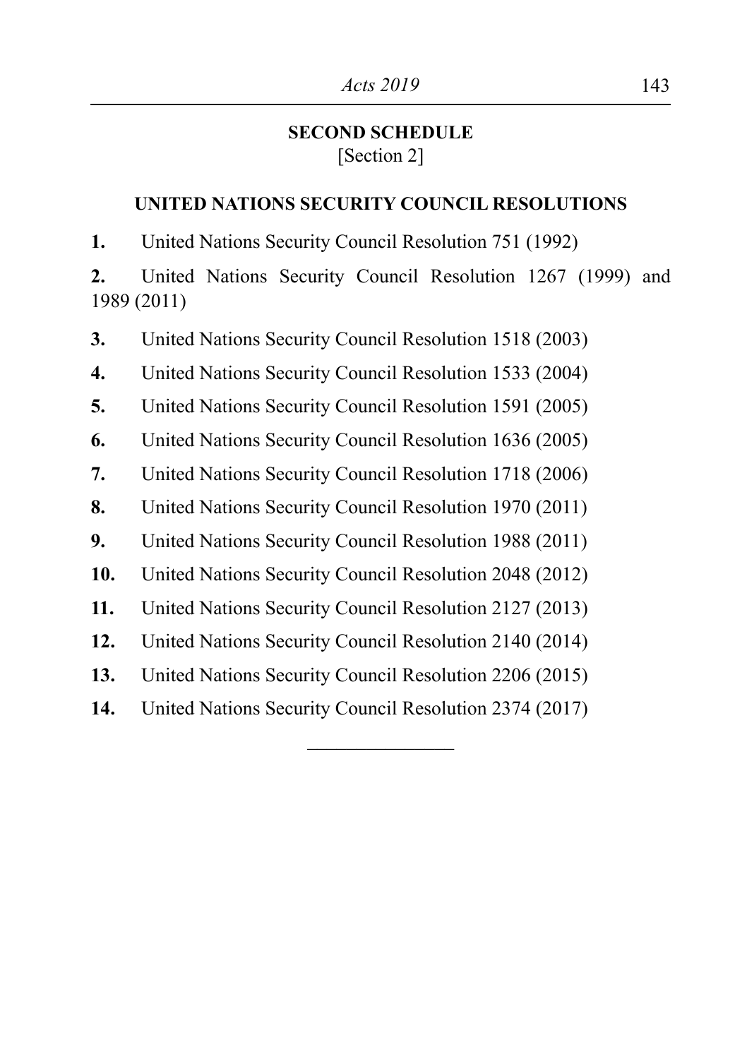## SECOND SCHEDULE

[Section 2]

### UNITED NATIONS SECURITY COUNCIL RESOLUTIONS

**1.** United Nations Security Council Resolution 751 (1992)

**2.** United Nations Security Council Resolution 1267 (1999) and 1989 (2011)

**3.** United Nations Security Council Resolution 1518 (2003)

**4.** United Nations Security Council Resolution 1533 (2004)

**5.** United Nations Security Council Resolution 1591 (2005)

**6.** United Nations Security Council Resolution 1636 (2005)

**7.** United Nations Security Council Resolution 1718 (2006)

**8.** United Nations Security Council Resolution 1970 (2011)

**9.** United Nations Security Council Resolution 1988 (2011)

**10.** United Nations Security Council Resolution 2048 (2012)

**11.** United Nations Security Council Resolution 2127 (2013)

**12.** United Nations Security Council Resolution 2140 (2014)

**13.** United Nations Security Council Resolution 2206 (2015)

**14.** United Nations Security Council Resolution 2374 (2017)